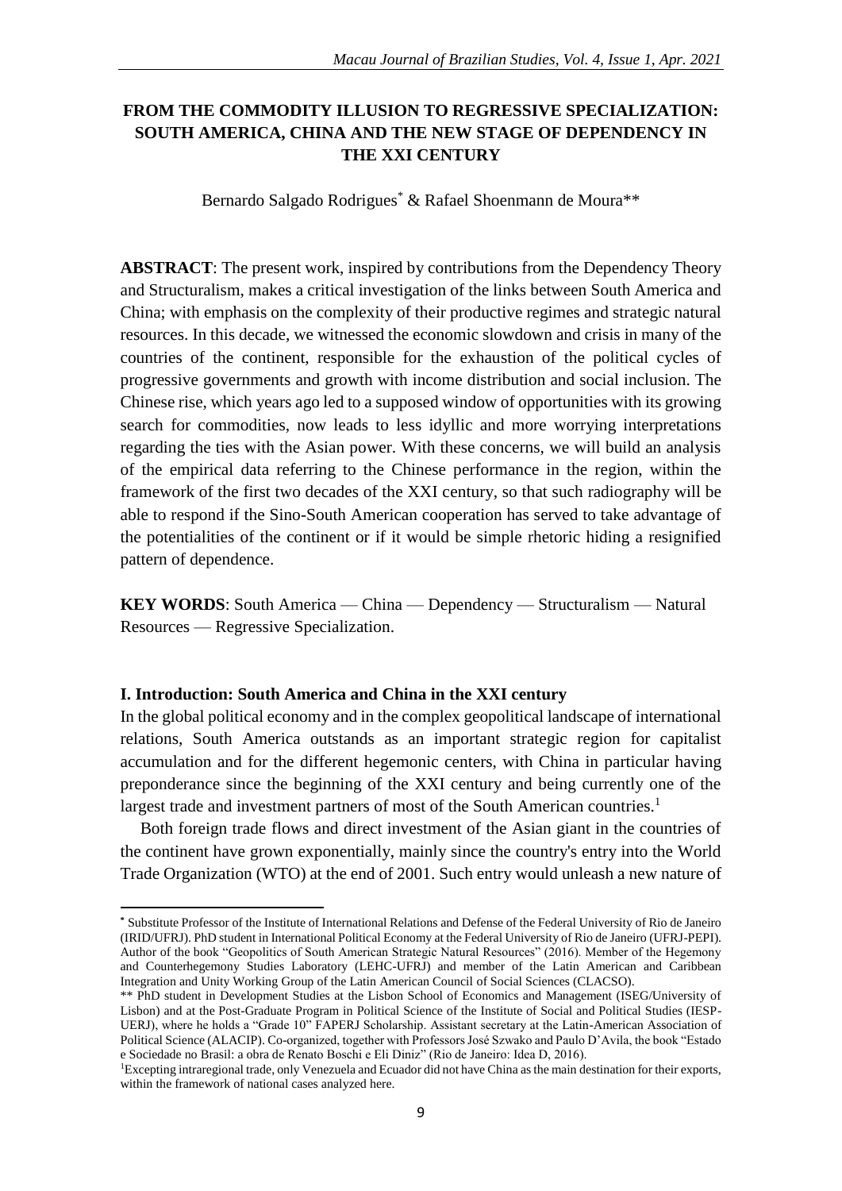# FROM THE COMMODITY ILLUSION TO REGRESSIVE SPECIALIZATION: SOUTH AMERICA, CHINA AND THE NEW STAGE OF DEPENDENCY IN THE XXI CENTURY

Bernardo Salgado Rodrigues* & Rafael Shoenmann de Moura**

**ABSTRACT**: The present work, inspired by contributions from the Dependency Theory and Structuralism, makes a critical investigation of the links between South America and China; with emphasis on the complexity of their productive regimes and strategic natural resources. In this decade, we witnessed the economic slowdown and crisis in many of the countries of the continent, responsible for the exhaustion of the political cycles of progressive governments and growth with income distribution and social inclusion. The Chinese rise, which years ago led to a supposed window of opportunities with its growing search for commodities, now leads to less idyllic and more worrying interpretations regarding the ties with the Asian power. With these concerns, we will build an analysis of the empirical data referring to the Chinese performance in the region, within the framework of the first two decades of the XXI century, so that such radiography will be able to respond if the Sino-South American cooperation has served to take advantage of the potentialities of the continent or if it would be simple rhetoric hiding a resignified pattern of dependence.

**KEY WORDS**: South America — China — Dependency — Structuralism — Natural Resources — Regressive Specialization.

## I. Introduction: South America and China in the XXI century

In the global political economy and in the complex geopolitical landscape of international relations, South America outstands as an important strategic region for capitalist accumulation and for the different hegemonic centers, with China in particular having preponderance since the beginning of the XXI century and being currently one of the largest trade and investment partners of most of the South American countries.[1]

Both foreign trade flows and direct investment of the Asian giant in the countries of the continent have grown exponentially, mainly since the country's entry into the World Trade Organization (WTO) at the end of 2001. Such entry would unleash a new nature of

---

\* Substitute Professor of the Institute of International Relations and Defense of the Federal University of Rio de Janeiro (IRID/UFRJ). PhD student in International Political Economy at the Federal University of Rio de Janeiro (UFRJ-PEPI). Author of the book "Geopolitics of South American Strategic Natural Resources" (2016). Member of the Hegemony and Counterhegemony Studies Laboratory (LEHC-UFRJ) and member of the Latin American and Caribbean Integration and Unity Working Group of the Latin American Council of Social Sciences (CLACSO).

\*\* PhD student in Development Studies at the Lisbon School of Economics and Management (ISEG/University of Lisbon) and at the Post-Graduate Program in Political Science of the Institute of Social and Political Studies (IESP-UERJ), where he holds a "Grade 10" FAPERJ Scholarship. Assistant secretary at the Latin-American Association of Political Science (ALACIP). Co-organized, together with Professors José Szwako and Paulo D'Avila, the book "Estado e Sociedade no Brasil: a obra de Renato Boschi e Eli Diniz" (Rio de Janeiro: Idea D, 2016).

[1] Excepting intraregional trade, only Venezuela and Ecuador did not have China as the main destination for their exports, within the framework of national cases analyzed here.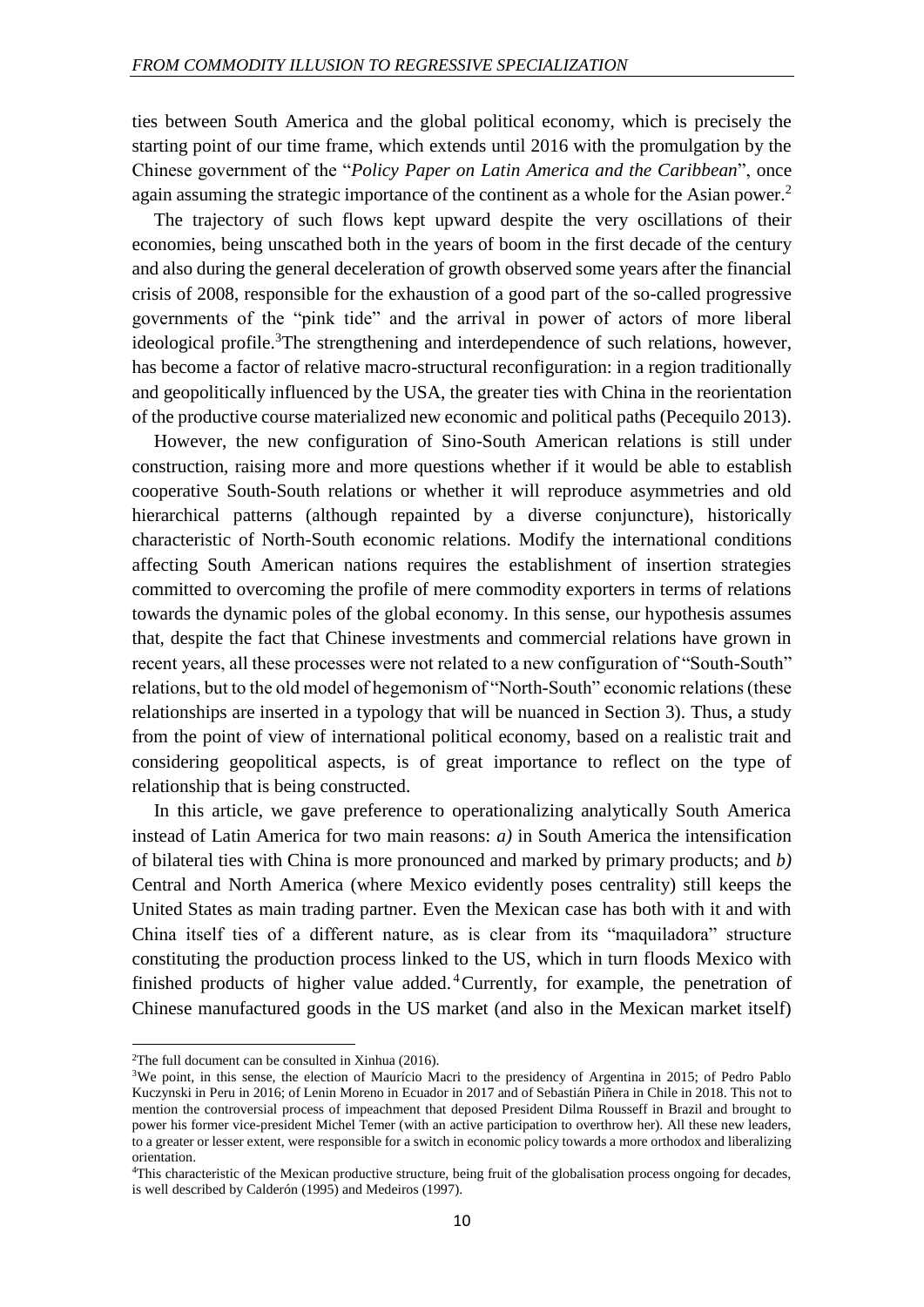ties between South America and the global political economy, which is precisely the starting point of our time frame, which extends until 2016 with the promulgation by the Chinese government of the "*Policy Paper on Latin America and the Caribbean*", once again assuming the strategic importance of the continent as a whole for the Asian power.[2]

The trajectory of such flows kept upward despite the very oscillations of their economies, being unscathed both in the years of boom in the first decade of the century and also during the general deceleration of growth observed some years after the financial crisis of 2008, responsible for the exhaustion of a good part of the so-called progressive governments of the "pink tide" and the arrival in power of actors of more liberal ideological profile.[3]The strengthening and interdependence of such relations, however, has become a factor of relative macro-structural reconfiguration: in a region traditionally and geopolitically influenced by the USA, the greater ties with China in the reorientation of the productive course materialized new economic and political paths (Pecequilo 2013).

However, the new configuration of Sino-South American relations is still under construction, raising more and more questions whether if it would be able to establish cooperative South-South relations or whether it will reproduce asymmetries and old hierarchical patterns (although repainted by a diverse conjuncture), historically characteristic of North-South economic relations. Modify the international conditions affecting South American nations requires the establishment of insertion strategies committed to overcoming the profile of mere commodity exporters in terms of relations towards the dynamic poles of the global economy. In this sense, our hypothesis assumes that, despite the fact that Chinese investments and commercial relations have grown in recent years, all these processes were not related to a new configuration of "South-South" relations, but to the old model of hegemonism of "North-South" economic relations (these relationships are inserted in a typology that will be nuanced in Section 3). Thus, a study from the point of view of international political economy, based on a realistic trait and considering geopolitical aspects, is of great importance to reflect on the type of relationship that is being constructed.

In this article, we gave preference to operationalizing analytically South America instead of Latin America for two main reasons: *a)* in South America the intensification of bilateral ties with China is more pronounced and marked by primary products; and *b)* Central and North America (where Mexico evidently poses centrality) still keeps the United States as main trading partner. Even the Mexican case has both with it and with China itself ties of a different nature, as is clear from its "maquiladora" structure constituting the production process linked to the US, which in turn floods Mexico with finished products of higher value added.[4]Currently, for example, the penetration of Chinese manufactured goods in the US market (and also in the Mexican market itself)

---

[2]The full document can be consulted in Xinhua (2016).

[3]We point, in this sense, the election of Maurício Macri to the presidency of Argentina in 2015; of Pedro Pablo Kuczynski in Peru in 2016; of Lenin Moreno in Ecuador in 2017 and of Sebastián Piñera in Chile in 2018. This not to mention the controversial process of impeachment that deposed President Dilma Rousseff in Brazil and brought to power his former vice-president Michel Temer (with an active participation to overthrow her). All these new leaders, to a greater or lesser extent, were responsible for a switch in economic policy towards a more orthodox and liberalizing orientation.

[4]This characteristic of the Mexican productive structure, being fruit of the globalisation process ongoing for decades, is well described by Calderón (1995) and Medeiros (1997).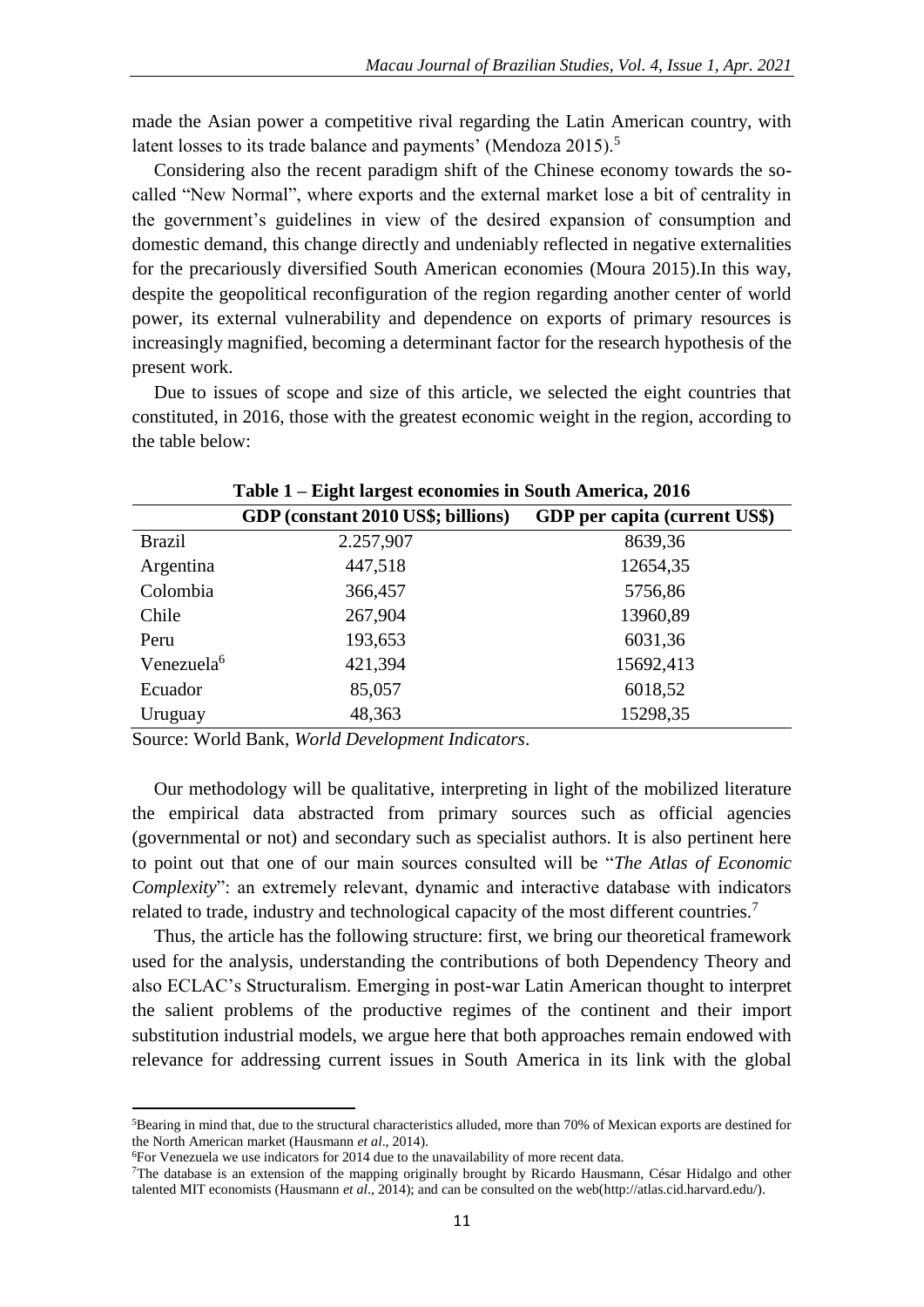made the Asian power a competitive rival regarding the Latin American country, with latent losses to its trade balance and payments' (Mendoza 2015).[5]

Considering also the recent paradigm shift of the Chinese economy towards the so-called "New Normal", where exports and the external market lose a bit of centrality in the government's guidelines in view of the desired expansion of consumption and domestic demand, this change directly and undeniably reflected in negative externalities for the precariously diversified South American economies (Moura 2015).In this way, despite the geopolitical reconfiguration of the region regarding another center of world power, its external vulnerability and dependence on exports of primary resources is increasingly magnified, becoming a determinant factor for the research hypothesis of the present work.

Due to issues of scope and size of this article, we selected the eight countries that constituted, in 2016, those with the greatest economic weight in the region, according to the table below:

**Table 1 – Eight largest economies in South America, 2016**

| | GDP (constant 2010 US$; billions) | GDP per capita (current US$) |
|---|---|---|
| Brazil | 2.257,907 | 8639,36 |
| Argentina | 447,518 | 12654,35 |
| Colombia | 366,457 | 5756,86 |
| Chile | 267,904 | 13960,89 |
| Peru | 193,653 | 6031,36 |
| Venezuela[6] | 421,394 | 15692,413 |
| Ecuador | 85,057 | 6018,52 |
| Uruguay | 48,363 | 15298,35 |

Source: World Bank, *World Development Indicators*.

Our methodology will be qualitative, interpreting in light of the mobilized literature the empirical data abstracted from primary sources such as official agencies (governmental or not) and secondary such as specialist authors. It is also pertinent here to point out that one of our main sources consulted will be "*The Atlas of Economic Complexity*": an extremely relevant, dynamic and interactive database with indicators related to trade, industry and technological capacity of the most different countries.[7]

Thus, the article has the following structure: first, we bring our theoretical framework used for the analysis, understanding the contributions of both Dependency Theory and also ECLAC's Structuralism. Emerging in post-war Latin American thought to interpret the salient problems of the productive regimes of the continent and their import substitution industrial models, we argue here that both approaches remain endowed with relevance for addressing current issues in South America in its link with the global

---

[5]Bearing in mind that, due to the structural characteristics alluded, more than 70% of Mexican exports are destined for the North American market (Hausmann *et al*., 2014).

[6]For Venezuela we use indicators for 2014 due to the unavailability of more recent data.

[7]The database is an extension of the mapping originally brought by Ricardo Hausmann, César Hidalgo and other talented MIT economists (Hausmann *et al*., 2014); and can be consulted on the web(http://atlas.cid.harvard.edu/).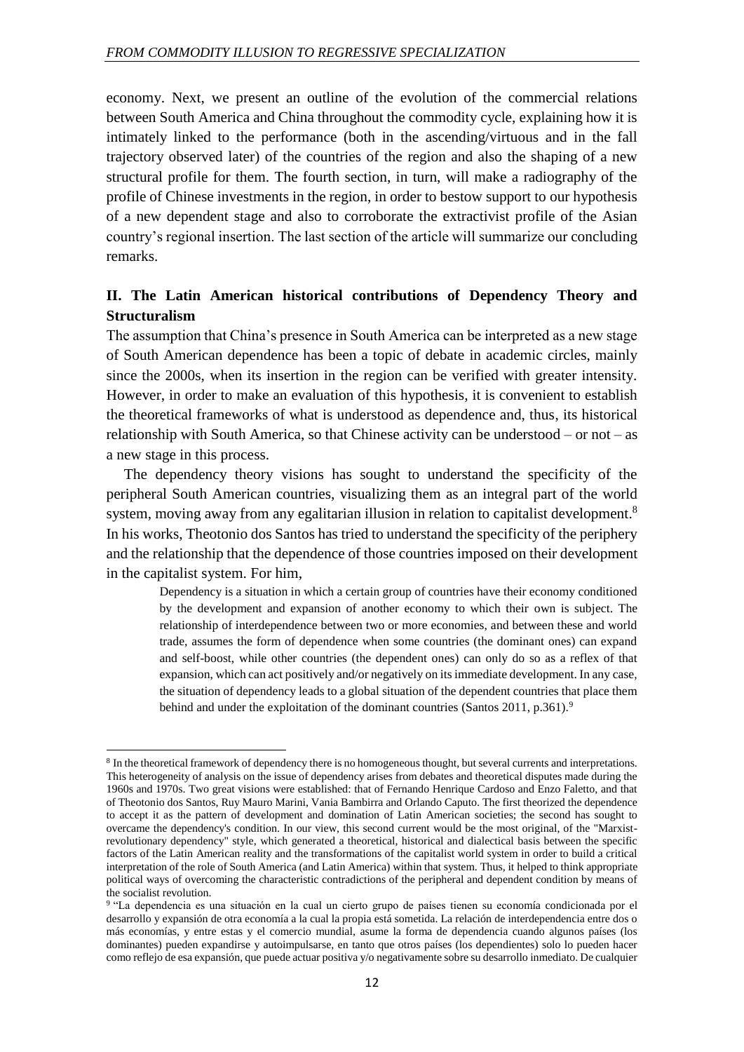economy. Next, we present an outline of the evolution of the commercial relations between South America and China throughout the commodity cycle, explaining how it is intimately linked to the performance (both in the ascending/virtuous and in the fall trajectory observed later) of the countries of the region and also the shaping of a new structural profile for them. The fourth section, in turn, will make a radiography of the profile of Chinese investments in the region, in order to bestow support to our hypothesis of a new dependent stage and also to corroborate the extractivist profile of the Asian country's regional insertion. The last section of the article will summarize our concluding remarks.

## II. The Latin American historical contributions of Dependency Theory and Structuralism

The assumption that China's presence in South America can be interpreted as a new stage of South American dependence has been a topic of debate in academic circles, mainly since the 2000s, when its insertion in the region can be verified with greater intensity. However, in order to make an evaluation of this hypothesis, it is convenient to establish the theoretical frameworks of what is understood as dependence and, thus, its historical relationship with South America, so that Chinese activity can be understood – or not – as a new stage in this process.

The dependency theory visions has sought to understand the specificity of the peripheral South American countries, visualizing them as an integral part of the world system, moving away from any egalitarian illusion in relation to capitalist development.[8] In his works, Theotonio dos Santos has tried to understand the specificity of the periphery and the relationship that the dependence of those countries imposed on their development in the capitalist system. For him,

> Dependency is a situation in which a certain group of countries have their economy conditioned by the development and expansion of another economy to which their own is subject. The relationship of interdependence between two or more economies, and between these and world trade, assumes the form of dependence when some countries (the dominant ones) can expand and self-boost, while other countries (the dependent ones) can only do so as a reflex of that expansion, which can act positively and/or negatively on its immediate development. In any case, the situation of dependency leads to a global situation of the dependent countries that place them behind and under the exploitation of the dominant countries (Santos 2011, p.361).[9]

---

[8] In the theoretical framework of dependency there is no homogeneous thought, but several currents and interpretations. This heterogeneity of analysis on the issue of dependency arises from debates and theoretical disputes made during the 1960s and 1970s. Two great visions were established: that of Fernando Henrique Cardoso and Enzo Faletto, and that of Theotonio dos Santos, Ruy Mauro Marini, Vania Bambirra and Orlando Caputo. The first theorized the dependence to accept it as the pattern of development and domination of Latin American societies; the second has sought to overcame the dependency's condition. In our view, this second current would be the most original, of the "Marxist-revolutionary dependency" style, which generated a theoretical, historical and dialectical basis between the specific factors of the Latin American reality and the transformations of the capitalist world system in order to build a critical interpretation of the role of South America (and Latin America) within that system. Thus, it helped to think appropriate political ways of overcoming the characteristic contradictions of the peripheral and dependent condition by means of the socialist revolution.

[9] "La dependencia es una situación en la cual un cierto grupo de países tienen su economía condicionada por el desarrollo y expansión de otra economía a la cual la propia está sometida. La relación de interdependencia entre dos o más economías, y entre estas y el comercio mundial, asume la forma de dependencia cuando algunos países (los dominantes) pueden expandirse y autoimpulsarse, en tanto que otros países (los dependientes) solo lo pueden hacer como reflejo de esa expansión, que puede actuar positiva y/o negativamente sobre su desarrollo inmediato. De cualquier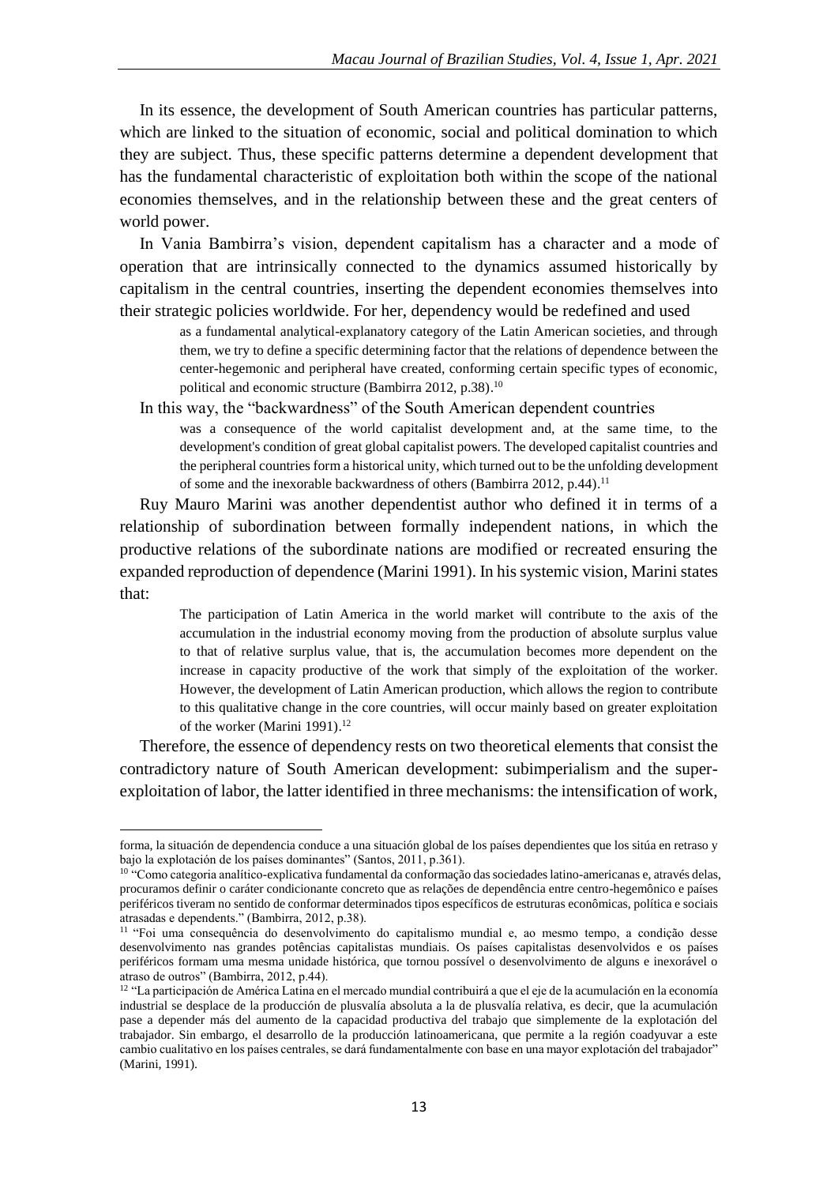In its essence, the development of South American countries has particular patterns, which are linked to the situation of economic, social and political domination to which they are subject. Thus, these specific patterns determine a dependent development that has the fundamental characteristic of exploitation both within the scope of the national economies themselves, and in the relationship between these and the great centers of world power.

In Vania Bambirra's vision, dependent capitalism has a character and a mode of operation that are intrinsically connected to the dynamics assumed historically by capitalism in the central countries, inserting the dependent economies themselves into their strategic policies worldwide. For her, dependency would be redefined and used

> as a fundamental analytical-explanatory category of the Latin American societies, and through them, we try to define a specific determining factor that the relations of dependence between the center-hegemonic and peripheral have created, conforming certain specific types of economic, political and economic structure (Bambirra 2012, p.38).[10]

In this way, the "backwardness" of the South American dependent countries

> was a consequence of the world capitalist development and, at the same time, to the development's condition of great global capitalist powers. The developed capitalist countries and the peripheral countries form a historical unity, which turned out to be the unfolding development of some and the inexorable backwardness of others (Bambirra 2012, p.44).[11]

Ruy Mauro Marini was another dependentist author who defined it in terms of a relationship of subordination between formally independent nations, in which the productive relations of the subordinate nations are modified or recreated ensuring the expanded reproduction of dependence (Marini 1991). In his systemic vision, Marini states that:

> The participation of Latin America in the world market will contribute to the axis of the accumulation in the industrial economy moving from the production of absolute surplus value to that of relative surplus value, that is, the accumulation becomes more dependent on the increase in capacity productive of the work that simply of the exploitation of the worker. However, the development of Latin American production, which allows the region to contribute to this qualitative change in the core countries, will occur mainly based on greater exploitation of the worker (Marini 1991).[12]

Therefore, the essence of dependency rests on two theoretical elements that consist the contradictory nature of South American development: subimperialism and the super-exploitation of labor, the latter identified in three mechanisms: the intensification of work,

---

forma, la situación de dependencia conduce a una situación global de los países dependientes que los sitúa en retraso y bajo la explotación de los países dominantes" (Santos, 2011, p.361).

[10] "Como categoria analítico-explicativa fundamental da conformação das sociedades latino-americanas e, através delas, procuramos definir o caráter condicionante concreto que as relações de dependência entre centro-hegemônico e países periféricos tiveram no sentido de conformar determinados tipos específicos de estruturas econômicas, política e sociais atrasadas e dependents." (Bambirra, 2012, p.38).

[11] "Foi uma consequência do desenvolvimento do capitalismo mundial e, ao mesmo tempo, a condição desse desenvolvimento nas grandes potências capitalistas mundiais. Os países capitalistas desenvolvidos e os países periféricos formam uma mesma unidade histórica, que tornou possível o desenvolvimento de alguns e inexorável o atraso de outros" (Bambirra, 2012, p.44).

[12] "La participación de América Latina en el mercado mundial contribuirá a que el eje de la acumulación en la economía industrial se desplace de la producción de plusvalía absoluta a la de plusvalía relativa, es decir, que la acumulación pase a depender más del aumento de la capacidad productiva del trabajo que simplemente de la explotación del trabajador. Sin embargo, el desarrollo de la producción latinoamericana, que permite a la región coadyuvar a este cambio cualitativo en los países centrales, se dará fundamentalmente con base en una mayor explotación del trabajador" (Marini, 1991).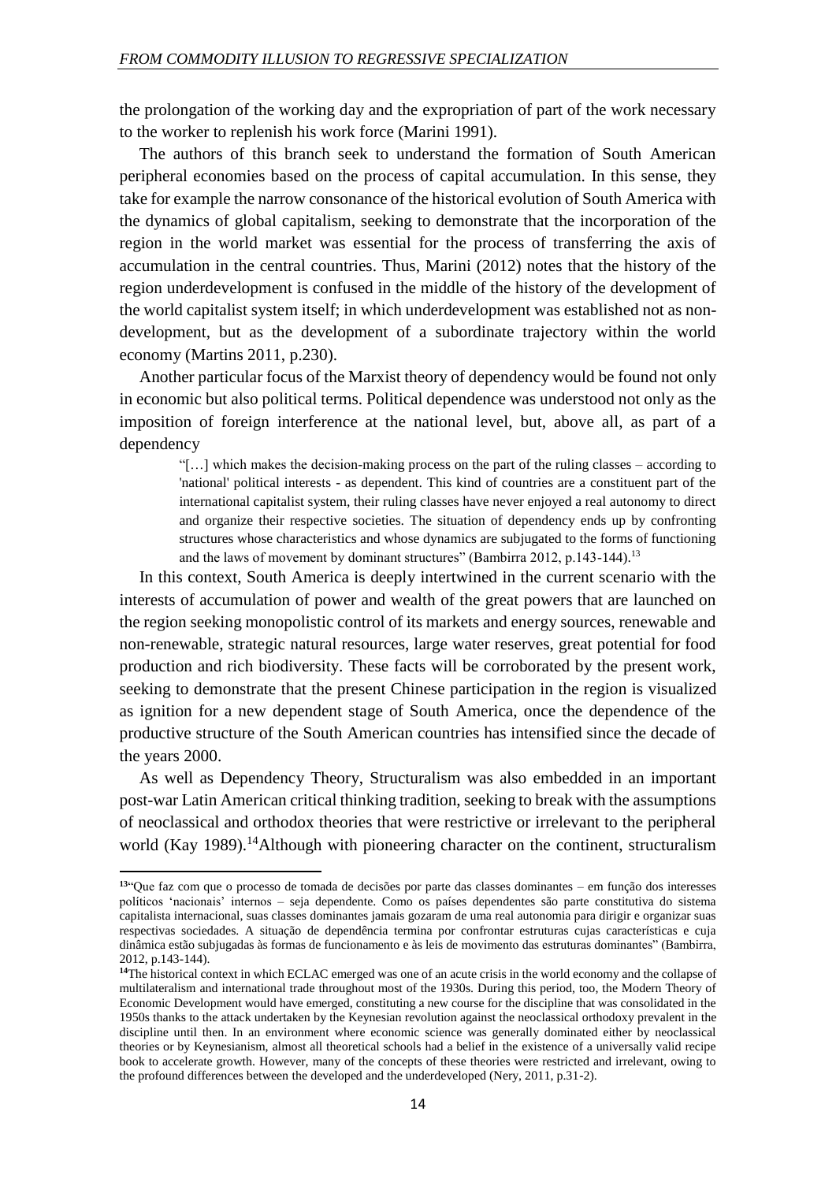the prolongation of the working day and the expropriation of part of the work necessary to the worker to replenish his work force (Marini 1991).

The authors of this branch seek to understand the formation of South American peripheral economies based on the process of capital accumulation. In this sense, they take for example the narrow consonance of the historical evolution of South America with the dynamics of global capitalism, seeking to demonstrate that the incorporation of the region in the world market was essential for the process of transferring the axis of accumulation in the central countries. Thus, Marini (2012) notes that the history of the region underdevelopment is confused in the middle of the history of the development of the world capitalist system itself; in which underdevelopment was established not as non-development, but as the development of a subordinate trajectory within the world economy (Martins 2011, p.230).

Another particular focus of the Marxist theory of dependency would be found not only in economic but also political terms. Political dependence was understood not only as the imposition of foreign interference at the national level, but, above all, as part of a dependency

> "[…] which makes the decision-making process on the part of the ruling classes – according to 'national' political interests - as dependent. This kind of countries are a constituent part of the international capitalist system, their ruling classes have never enjoyed a real autonomy to direct and organize their respective societies. The situation of dependency ends up by confronting structures whose characteristics and whose dynamics are subjugated to the forms of functioning and the laws of movement by dominant structures" (Bambirra 2012, p.143-144).[13]

In this context, South America is deeply intertwined in the current scenario with the interests of accumulation of power and wealth of the great powers that are launched on the region seeking monopolistic control of its markets and energy sources, renewable and non-renewable, strategic natural resources, large water reserves, great potential for food production and rich biodiversity. These facts will be corroborated by the present work, seeking to demonstrate that the present Chinese participation in the region is visualized as ignition for a new dependent stage of South America, once the dependence of the productive structure of the South American countries has intensified since the decade of the years 2000.

As well as Dependency Theory, Structuralism was also embedded in an important post-war Latin American critical thinking tradition, seeking to break with the assumptions of neoclassical and orthodox theories that were restrictive or irrelevant to the peripheral world (Kay 1989).[14]Although with pioneering character on the continent, structuralism

---

[13] "Que faz com que o processo de tomada de decisões por parte das classes dominantes – em função dos interesses políticos 'nacionais' internos – seja dependente. Como os países dependentes são parte constitutiva do sistema capitalista internacional, suas classes dominantes jamais gozaram de uma real autonomia para dirigir e organizar suas respectivas sociedades. A situação de dependência termina por confrontar estruturas cujas características e cuja dinâmica estão subjugadas às formas de funcionamento e às leis de movimento das estruturas dominantes" (Bambirra, 2012, p.143-144).

[14] The historical context in which ECLAC emerged was one of an acute crisis in the world economy and the collapse of multilateralism and international trade throughout most of the 1930s. During this period, too, the Modern Theory of Economic Development would have emerged, constituting a new course for the discipline that was consolidated in the 1950s thanks to the attack undertaken by the Keynesian revolution against the neoclassical orthodoxy prevalent in the discipline until then. In an environment where economic science was generally dominated either by neoclassical theories or by Keynesianism, almost all theoretical schools had a belief in the existence of a universally valid recipe book to accelerate growth. However, many of the concepts of these theories were restricted and irrelevant, owing to the profound differences between the developed and the underdeveloped (Nery, 2011, p.31-2).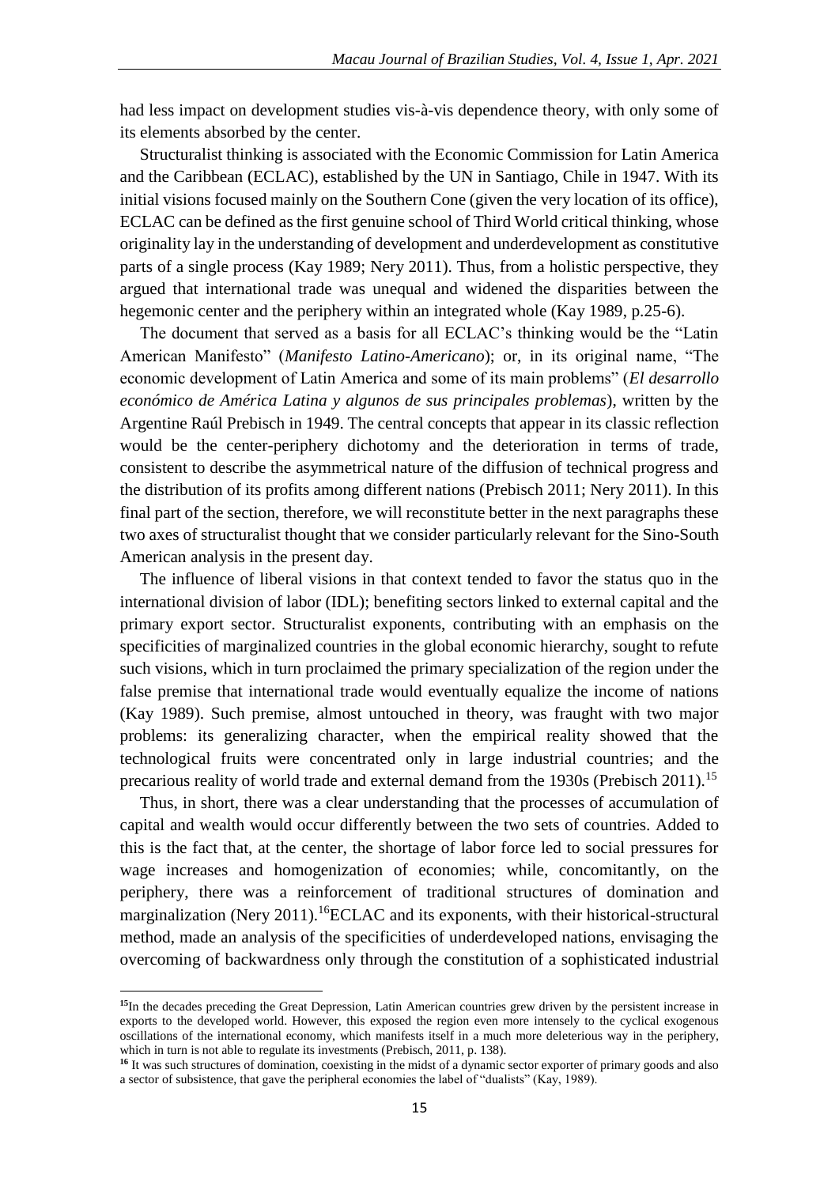had less impact on development studies vis-à-vis dependence theory, with only some of its elements absorbed by the center.

Structuralist thinking is associated with the Economic Commission for Latin America and the Caribbean (ECLAC), established by the UN in Santiago, Chile in 1947. With its initial visions focused mainly on the Southern Cone (given the very location of its office), ECLAC can be defined as the first genuine school of Third World critical thinking, whose originality lay in the understanding of development and underdevelopment as constitutive parts of a single process (Kay 1989; Nery 2011). Thus, from a holistic perspective, they argued that international trade was unequal and widened the disparities between the hegemonic center and the periphery within an integrated whole (Kay 1989, p.25-6).

The document that served as a basis for all ECLAC's thinking would be the "Latin American Manifesto" (*Manifesto Latino-Americano*); or, in its original name, "The economic development of Latin America and some of its main problems" (*El desarrollo económico de América Latina y algunos de sus principales problemas*), written by the Argentine Raúl Prebisch in 1949. The central concepts that appear in its classic reflection would be the center-periphery dichotomy and the deterioration in terms of trade, consistent to describe the asymmetrical nature of the diffusion of technical progress and the distribution of its profits among different nations (Prebisch 2011; Nery 2011). In this final part of the section, therefore, we will reconstitute better in the next paragraphs these two axes of structuralist thought that we consider particularly relevant for the Sino-South American analysis in the present day.

The influence of liberal visions in that context tended to favor the status quo in the international division of labor (IDL); benefiting sectors linked to external capital and the primary export sector. Structuralist exponents, contributing with an emphasis on the specificities of marginalized countries in the global economic hierarchy, sought to refute such visions, which in turn proclaimed the primary specialization of the region under the false premise that international trade would eventually equalize the income of nations (Kay 1989). Such premise, almost untouched in theory, was fraught with two major problems: its generalizing character, when the empirical reality showed that the technological fruits were concentrated only in large industrial countries; and the precarious reality of world trade and external demand from the 1930s (Prebisch 2011).[15]

Thus, in short, there was a clear understanding that the processes of accumulation of capital and wealth would occur differently between the two sets of countries. Added to this is the fact that, at the center, the shortage of labor force led to social pressures for wage increases and homogenization of economies; while, concomitantly, on the periphery, there was a reinforcement of traditional structures of domination and marginalization (Nery 2011).[16] ECLAC and its exponents, with their historical-structural method, made an analysis of the specificities of underdeveloped nations, envisaging the overcoming of backwardness only through the constitution of a sophisticated industrial

---

[15] In the decades preceding the Great Depression, Latin American countries grew driven by the persistent increase in exports to the developed world. However, this exposed the region even more intensely to the cyclical exogenous oscillations of the international economy, which manifests itself in a much more deleterious way in the periphery, which in turn is not able to regulate its investments (Prebisch, 2011, p. 138).

[16] It was such structures of domination, coexisting in the midst of a dynamic sector exporter of primary goods and also a sector of subsistence, that gave the peripheral economies the label of "dualists" (Kay, 1989).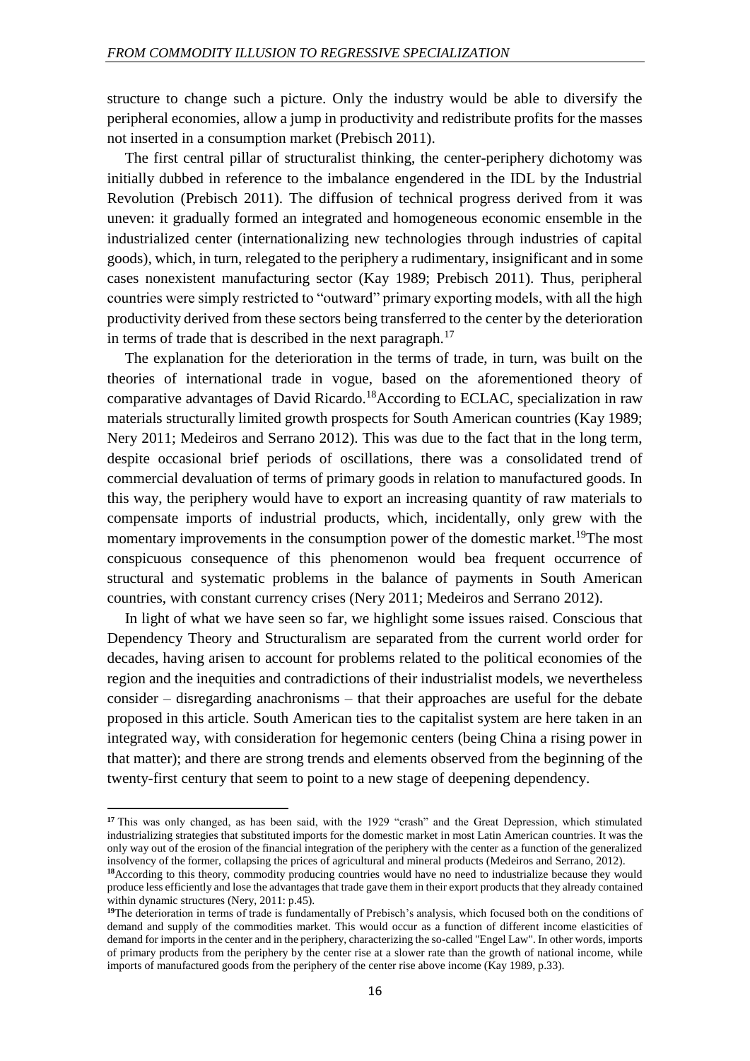structure to change such a picture. Only the industry would be able to diversify the peripheral economies, allow a jump in productivity and redistribute profits for the masses not inserted in a consumption market (Prebisch 2011).

The first central pillar of structuralist thinking, the center-periphery dichotomy was initially dubbed in reference to the imbalance engendered in the IDL by the Industrial Revolution (Prebisch 2011). The diffusion of technical progress derived from it was uneven: it gradually formed an integrated and homogeneous economic ensemble in the industrialized center (internationalizing new technologies through industries of capital goods), which, in turn, relegated to the periphery a rudimentary, insignificant and in some cases nonexistent manufacturing sector (Kay 1989; Prebisch 2011). Thus, peripheral countries were simply restricted to "outward" primary exporting models, with all the high productivity derived from these sectors being transferred to the center by the deterioration in terms of trade that is described in the next paragraph.[17]

The explanation for the deterioration in the terms of trade, in turn, was built on the theories of international trade in vogue, based on the aforementioned theory of comparative advantages of David Ricardo.[18]According to ECLAC, specialization in raw materials structurally limited growth prospects for South American countries (Kay 1989; Nery 2011; Medeiros and Serrano 2012). This was due to the fact that in the long term, despite occasional brief periods of oscillations, there was a consolidated trend of commercial devaluation of terms of primary goods in relation to manufactured goods. In this way, the periphery would have to export an increasing quantity of raw materials to compensate imports of industrial products, which, incidentally, only grew with the momentary improvements in the consumption power of the domestic market.[19]The most conspicuous consequence of this phenomenon would bea frequent occurrence of structural and systematic problems in the balance of payments in South American countries, with constant currency crises (Nery 2011; Medeiros and Serrano 2012).

In light of what we have seen so far, we highlight some issues raised. Conscious that Dependency Theory and Structuralism are separated from the current world order for decades, having arisen to account for problems related to the political economies of the region and the inequities and contradictions of their industrialist models, we nevertheless consider – disregarding anachronisms – that their approaches are useful for the debate proposed in this article. South American ties to the capitalist system are here taken in an integrated way, with consideration for hegemonic centers (being China a rising power in that matter); and there are strong trends and elements observed from the beginning of the twenty-first century that seem to point to a new stage of deepening dependency.

---

[17] This was only changed, as has been said, with the 1929 "crash" and the Great Depression, which stimulated industrializing strategies that substituted imports for the domestic market in most Latin American countries. It was the only way out of the erosion of the financial integration of the periphery with the center as a function of the generalized insolvency of the former, collapsing the prices of agricultural and mineral products (Medeiros and Serrano, 2012).

[18] According to this theory, commodity producing countries would have no need to industrialize because they would produce less efficiently and lose the advantages that trade gave them in their export products that they already contained within dynamic structures (Nery, 2011: p.45).

[19] The deterioration in terms of trade is fundamentally of Prebisch's analysis, which focused both on the conditions of demand and supply of the commodities market. This would occur as a function of different income elasticities of demand for imports in the center and in the periphery, characterizing the so-called "Engel Law". In other words, imports of primary products from the periphery by the center rise at a slower rate than the growth of national income, while imports of manufactured goods from the periphery of the center rise above income (Kay 1989, p.33).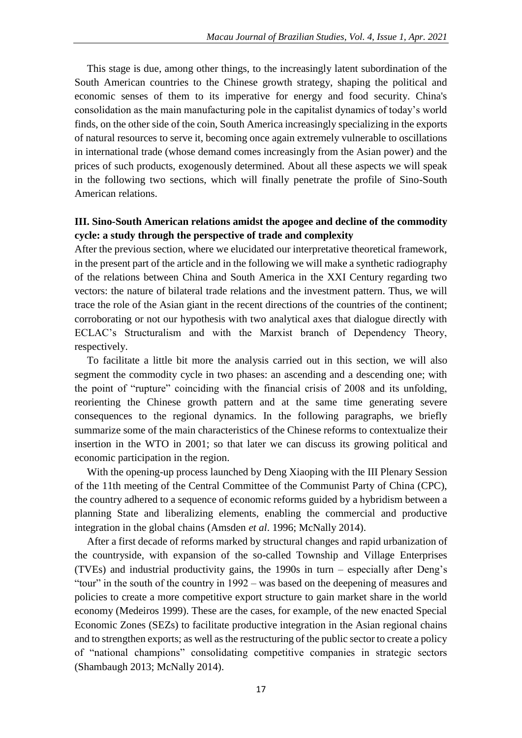This stage is due, among other things, to the increasingly latent subordination of the South American countries to the Chinese growth strategy, shaping the political and economic senses of them to its imperative for energy and food security. China's consolidation as the main manufacturing pole in the capitalist dynamics of today's world finds, on the other side of the coin, South America increasingly specializing in the exports of natural resources to serve it, becoming once again extremely vulnerable to oscillations in international trade (whose demand comes increasingly from the Asian power) and the prices of such products, exogenously determined. About all these aspects we will speak in the following two sections, which will finally penetrate the profile of Sino-South American relations.

## III. Sino-South American relations amidst the apogee and decline of the commodity cycle: a study through the perspective of trade and complexity

After the previous section, where we elucidated our interpretative theoretical framework, in the present part of the article and in the following we will make a synthetic radiography of the relations between China and South America in the XXI Century regarding two vectors: the nature of bilateral trade relations and the investment pattern. Thus, we will trace the role of the Asian giant in the recent directions of the countries of the continent; corroborating or not our hypothesis with two analytical axes that dialogue directly with ECLAC's Structuralism and with the Marxist branch of Dependency Theory, respectively.

To facilitate a little bit more the analysis carried out in this section, we will also segment the commodity cycle in two phases: an ascending and a descending one; with the point of "rupture" coinciding with the financial crisis of 2008 and its unfolding, reorienting the Chinese growth pattern and at the same time generating severe consequences to the regional dynamics. In the following paragraphs, we briefly summarize some of the main characteristics of the Chinese reforms to contextualize their insertion in the WTO in 2001; so that later we can discuss its growing political and economic participation in the region.

With the opening-up process launched by Deng Xiaoping with the III Plenary Session of the 11th meeting of the Central Committee of the Communist Party of China (CPC), the country adhered to a sequence of economic reforms guided by a hybridism between a planning State and liberalizing elements, enabling the commercial and productive integration in the global chains (Amsden *et al*. 1996; McNally 2014).

After a first decade of reforms marked by structural changes and rapid urbanization of the countryside, with expansion of the so-called Township and Village Enterprises (TVEs) and industrial productivity gains, the 1990s in turn – especially after Deng's "tour" in the south of the country in 1992 – was based on the deepening of measures and policies to create a more competitive export structure to gain market share in the world economy (Medeiros 1999). These are the cases, for example, of the new enacted Special Economic Zones (SEZs) to facilitate productive integration in the Asian regional chains and to strengthen exports; as well as the restructuring of the public sector to create a policy of "national champions" consolidating competitive companies in strategic sectors (Shambaugh 2013; McNally 2014).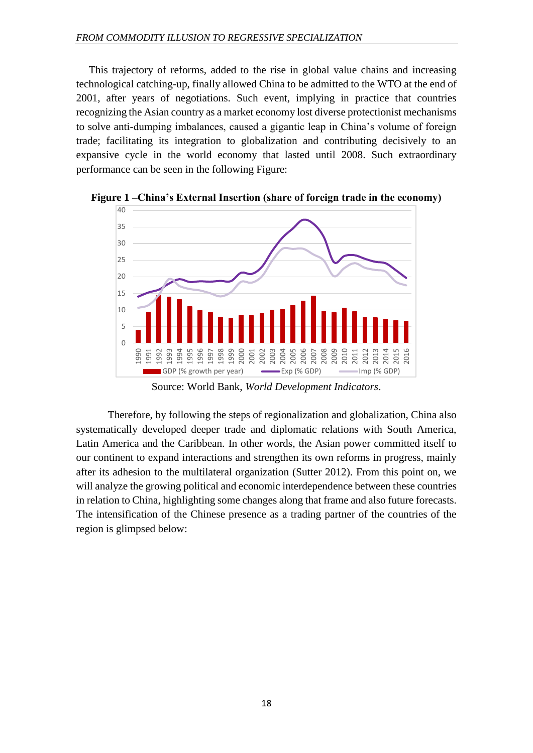This trajectory of reforms, added to the rise in global value chains and increasing technological catching-up, finally allowed China to be admitted to the WTO at the end of 2001, after years of negotiations. Such event, implying in practice that countries recognizing the Asian country as a market economy lost diverse protectionist mechanisms to solve anti-dumping imbalances, caused a gigantic leap in China's volume of foreign trade; facilitating its integration to globalization and contributing decisively to an expansive cycle in the world economy that lasted until 2008. Such extraordinary performance can be seen in the following Figure:

**Figure 1 –China's External Insertion (share of foreign trade in the economy)**

Source: World Bank, *World Development Indicators*.

Therefore, by following the steps of regionalization and globalization, China also systematically developed deeper trade and diplomatic relations with South America, Latin America and the Caribbean. In other words, the Asian power committed itself to our continent to expand interactions and strengthen its own reforms in progress, mainly after its adhesion to the multilateral organization (Sutter 2012). From this point on, we will analyze the growing political and economic interdependence between these countries in relation to China, highlighting some changes along that frame and also future forecasts. The intensification of the Chinese presence as a trading partner of the countries of the region is glimpsed below: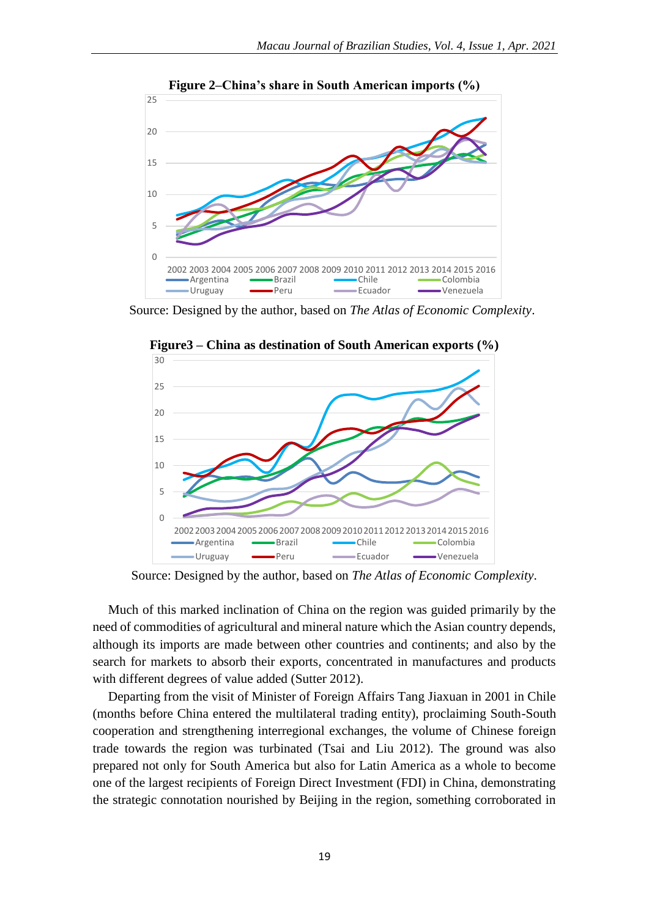**Figure 2–China's share in South American imports (%)**

Source: Designed by the author, based on *The Atlas of Economic Complexity*.

**Figure3 – China as destination of South American exports (%)**

Source: Designed by the author, based on *The Atlas of Economic Complexity*.

Much of this marked inclination of China on the region was guided primarily by the need of commodities of agricultural and mineral nature which the Asian country depends, although its imports are made between other countries and continents; and also by the search for markets to absorb their exports, concentrated in manufactures and products with different degrees of value added (Sutter 2012).

Departing from the visit of Minister of Foreign Affairs Tang Jiaxuan in 2001 in Chile (months before China entered the multilateral trading entity), proclaiming South-South cooperation and strengthening interregional exchanges, the volume of Chinese foreign trade towards the region was turbinated (Tsai and Liu 2012). The ground was also prepared not only for South America but also for Latin America as a whole to become one of the largest recipients of Foreign Direct Investment (FDI) in China, demonstrating the strategic connotation nourished by Beijing in the region, something corroborated in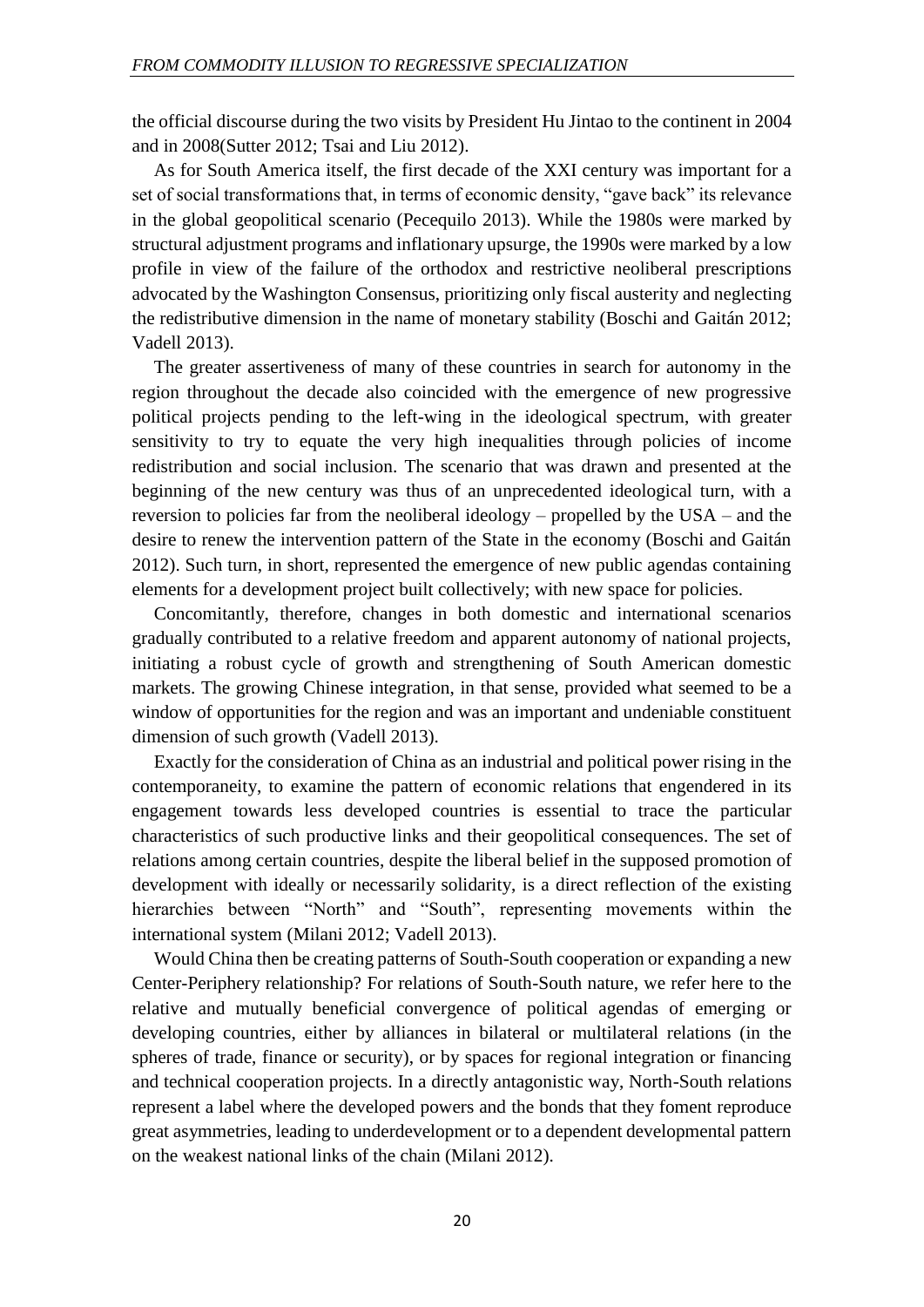the official discourse during the two visits by President Hu Jintao to the continent in 2004 and in 2008(Sutter 2012; Tsai and Liu 2012).

As for South America itself, the first decade of the XXI century was important for a set of social transformations that, in terms of economic density, "gave back" its relevance in the global geopolitical scenario (Pecequilo 2013). While the 1980s were marked by structural adjustment programs and inflationary upsurge, the 1990s were marked by a low profile in view of the failure of the orthodox and restrictive neoliberal prescriptions advocated by the Washington Consensus, prioritizing only fiscal austerity and neglecting the redistributive dimension in the name of monetary stability (Boschi and Gaitán 2012; Vadell 2013).

The greater assertiveness of many of these countries in search for autonomy in the region throughout the decade also coincided with the emergence of new progressive political projects pending to the left-wing in the ideological spectrum, with greater sensitivity to try to equate the very high inequalities through policies of income redistribution and social inclusion. The scenario that was drawn and presented at the beginning of the new century was thus of an unprecedented ideological turn, with a reversion to policies far from the neoliberal ideology – propelled by the USA – and the desire to renew the intervention pattern of the State in the economy (Boschi and Gaitán 2012). Such turn, in short, represented the emergence of new public agendas containing elements for a development project built collectively; with new space for policies.

Concomitantly, therefore, changes in both domestic and international scenarios gradually contributed to a relative freedom and apparent autonomy of national projects, initiating a robust cycle of growth and strengthening of South American domestic markets. The growing Chinese integration, in that sense, provided what seemed to be a window of opportunities for the region and was an important and undeniable constituent dimension of such growth (Vadell 2013).

Exactly for the consideration of China as an industrial and political power rising in the contemporaneity, to examine the pattern of economic relations that engendered in its engagement towards less developed countries is essential to trace the particular characteristics of such productive links and their geopolitical consequences. The set of relations among certain countries, despite the liberal belief in the supposed promotion of development with ideally or necessarily solidarity, is a direct reflection of the existing hierarchies between "North" and "South", representing movements within the international system (Milani 2012; Vadell 2013).

Would China then be creating patterns of South-South cooperation or expanding a new Center-Periphery relationship? For relations of South-South nature, we refer here to the relative and mutually beneficial convergence of political agendas of emerging or developing countries, either by alliances in bilateral or multilateral relations (in the spheres of trade, finance or security), or by spaces for regional integration or financing and technical cooperation projects. In a directly antagonistic way, North-South relations represent a label where the developed powers and the bonds that they foment reproduce great asymmetries, leading to underdevelopment or to a dependent developmental pattern on the weakest national links of the chain (Milani 2012).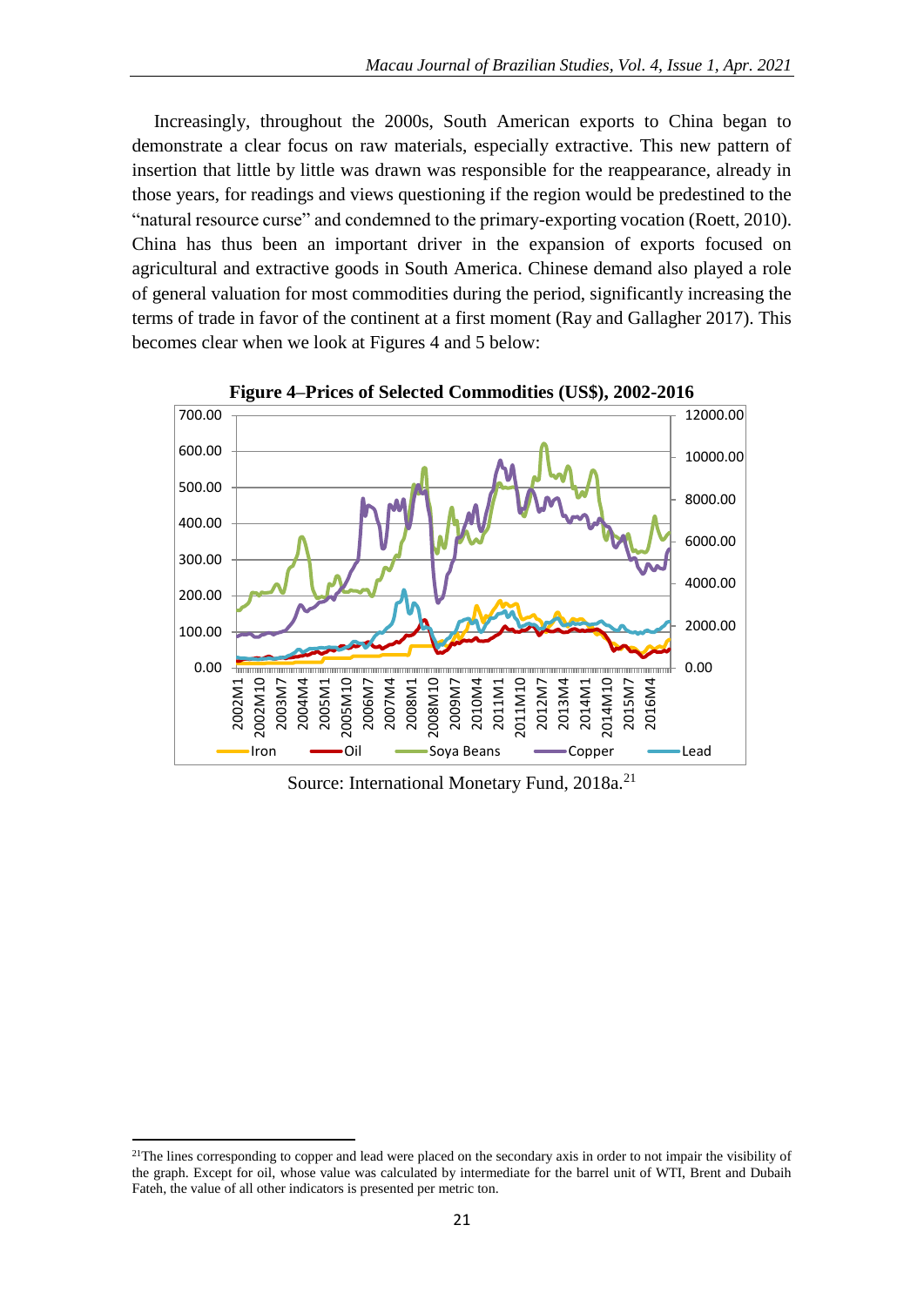Increasingly, throughout the 2000s, South American exports to China began to demonstrate a clear focus on raw materials, especially extractive. This new pattern of insertion that little by little was drawn was responsible for the reappearance, already in those years, for readings and views questioning if the region would be predestined to the "natural resource curse" and condemned to the primary-exporting vocation (Roett, 2010). China has thus been an important driver in the expansion of exports focused on agricultural and extractive goods in South America. Chinese demand also played a role of general valuation for most commodities during the period, significantly increasing the terms of trade in favor of the continent at a first moment (Ray and Gallagher 2017). This becomes clear when we look at Figures 4 and 5 below:

**Figure 4–Prices of Selected Commodities (US$), 2002-2016**

Source: International Monetary Fund, 2018a.[21]

---

[21] The lines corresponding to copper and lead were placed on the secondary axis in order to not impair the visibility of the graph. Except for oil, whose value was calculated by intermediate for the barrel unit of WTI, Brent and Dubaih Fateh, the value of all other indicators is presented per metric ton.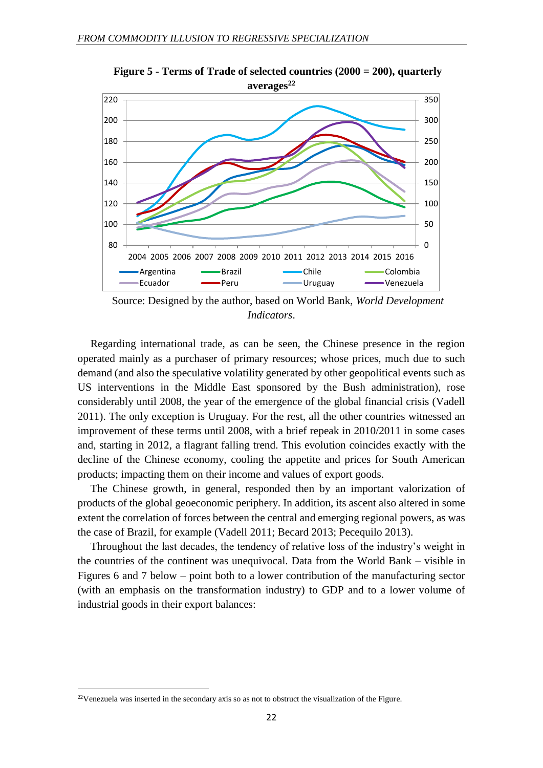**Figure 5 - Terms of Trade of selected countries (2000 = 200), quarterly averages[22]**

Source: Designed by the author, based on World Bank, *World Development Indicators*.

Regarding international trade, as can be seen, the Chinese presence in the region operated mainly as a purchaser of primary resources; whose prices, much due to such demand (and also the speculative volatility generated by other geopolitical events such as US interventions in the Middle East sponsored by the Bush administration), rose considerably until 2008, the year of the emergence of the global financial crisis (Vadell 2011). The only exception is Uruguay. For the rest, all the other countries witnessed an improvement of these terms until 2008, with a brief repeak in 2010/2011 in some cases and, starting in 2012, a flagrant falling trend. This evolution coincides exactly with the decline of the Chinese economy, cooling the appetite and prices for South American products; impacting them on their income and values of export goods.

The Chinese growth, in general, responded then by an important valorization of products of the global geoeconomic periphery. In addition, its ascent also altered in some extent the correlation of forces between the central and emerging regional powers, as was the case of Brazil, for example (Vadell 2011; Becard 2013; Pecequilo 2013).

Throughout the last decades, the tendency of relative loss of the industry's weight in the countries of the continent was unequivocal. Data from the World Bank – visible in Figures 6 and 7 below – point both to a lower contribution of the manufacturing sector (with an emphasis on the transformation industry) to GDP and to a lower volume of industrial goods in their export balances:

[22]Venezuela was inserted in the secondary axis so as not to obstruct the visualization of the Figure.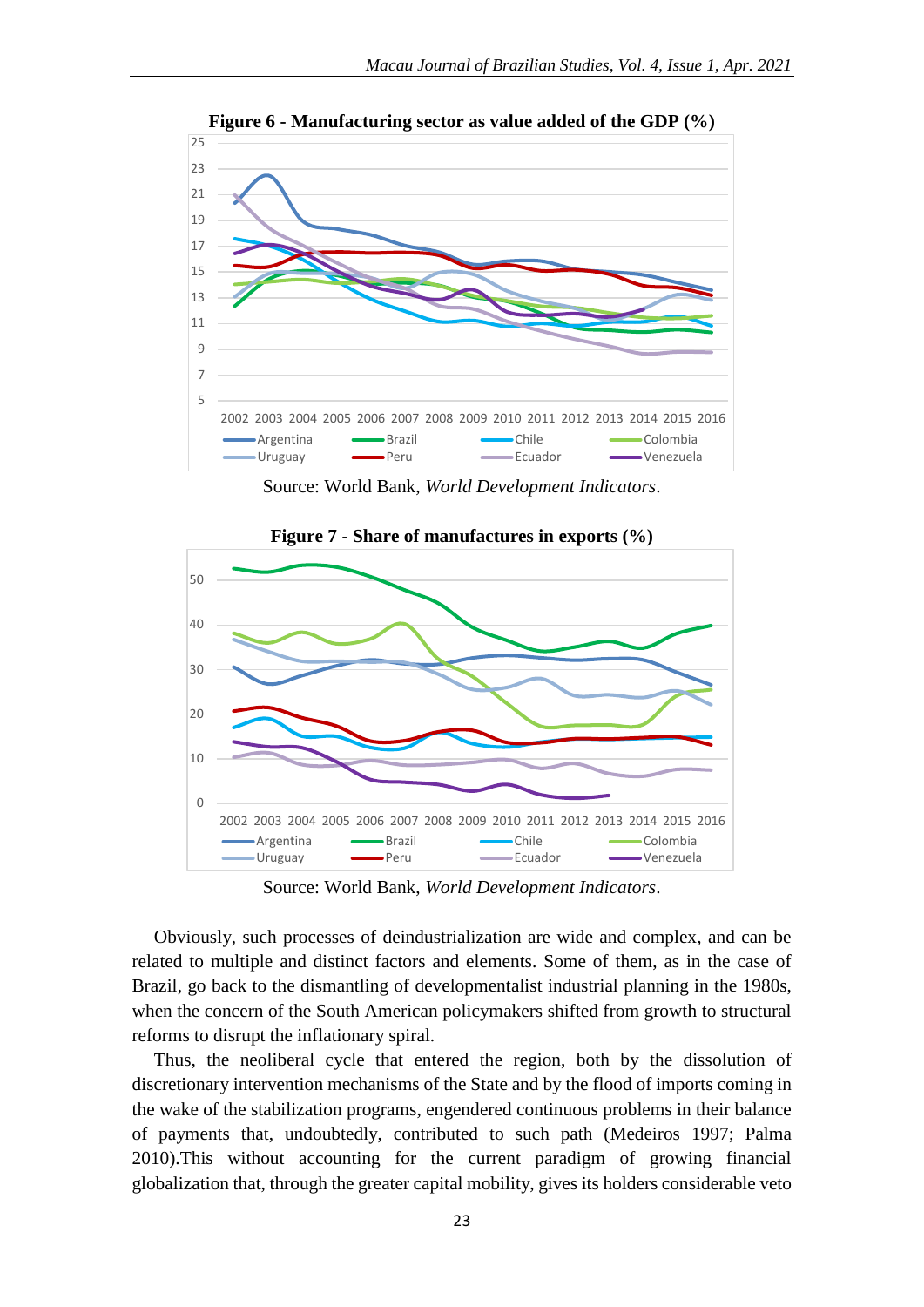**Figure 6 - Manufacturing sector as value added of the GDP (%)**

Source: World Bank, *World Development Indicators*.

**Figure 7 - Share of manufactures in exports (%)**

Source: World Bank, *World Development Indicators*.

Obviously, such processes of deindustrialization are wide and complex, and can be related to multiple and distinct factors and elements. Some of them, as in the case of Brazil, go back to the dismantling of developmentalist industrial planning in the 1980s, when the concern of the South American policymakers shifted from growth to structural reforms to disrupt the inflationary spiral.

Thus, the neoliberal cycle that entered the region, both by the dissolution of discretionary intervention mechanisms of the State and by the flood of imports coming in the wake of the stabilization programs, engendered continuous problems in their balance of payments that, undoubtedly, contributed to such path (Medeiros 1997; Palma 2010).This without accounting for the current paradigm of growing financial globalization that, through the greater capital mobility, gives its holders considerable veto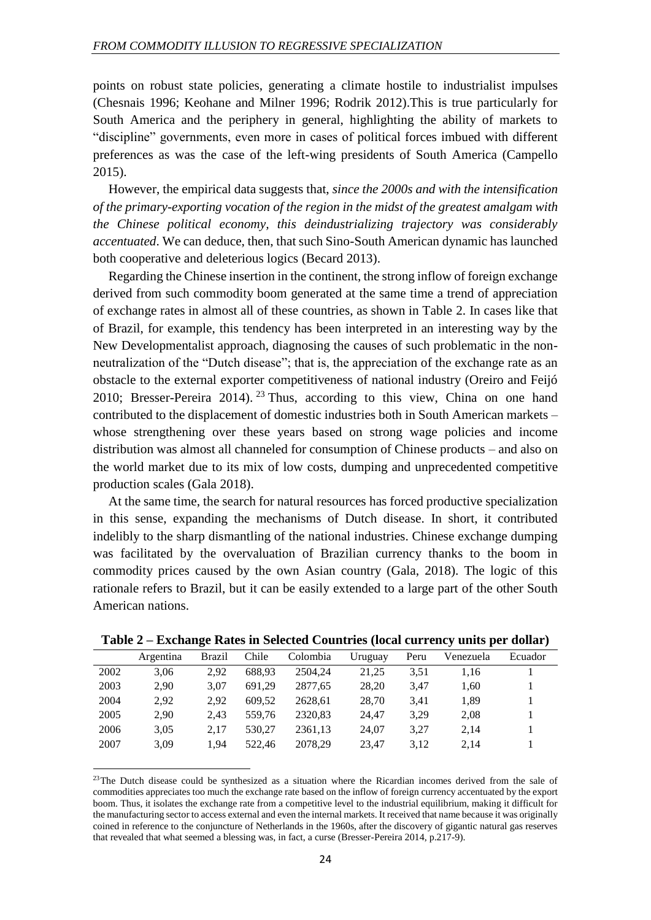points on robust state policies, generating a climate hostile to industrialist impulses (Chesnais 1996; Keohane and Milner 1996; Rodrik 2012).This is true particularly for South America and the periphery in general, highlighting the ability of markets to "discipline" governments, even more in cases of political forces imbued with different preferences as was the case of the left-wing presidents of South America (Campello 2015).

However, the empirical data suggests that, *since the 2000s and with the intensification of the primary-exporting vocation of the region in the midst of the greatest amalgam with the Chinese political economy, this deindustrializing trajectory was considerably accentuated*. We can deduce, then, that such Sino-South American dynamic has launched both cooperative and deleterious logics (Becard 2013).

Regarding the Chinese insertion in the continent, the strong inflow of foreign exchange derived from such commodity boom generated at the same time a trend of appreciation of exchange rates in almost all of these countries, as shown in Table 2. In cases like that of Brazil, for example, this tendency has been interpreted in an interesting way by the New Developmentalist approach, diagnosing the causes of such problematic in the non-neutralization of the "Dutch disease"; that is, the appreciation of the exchange rate as an obstacle to the external exporter competitiveness of national industry (Oreiro and Feijó 2010; Bresser-Pereira 2014).[23] Thus, according to this view, China on one hand contributed to the displacement of domestic industries both in South American markets – whose strengthening over these years based on strong wage policies and income distribution was almost all channeled for consumption of Chinese products – and also on the world market due to its mix of low costs, dumping and unprecedented competitive production scales (Gala 2018).

At the same time, the search for natural resources has forced productive specialization in this sense, expanding the mechanisms of Dutch disease. In short, it contributed indelibly to the sharp dismantling of the national industries. Chinese exchange dumping was facilitated by the overvaluation of Brazilian currency thanks to the boom in commodity prices caused by the own Asian country (Gala, 2018). The logic of this rationale refers to Brazil, but it can be easily extended to a large part of the other South American nations.

**Table 2 – Exchange Rates in Selected Countries (local currency units per dollar)**

| | Argentina | Brazil | Chile | Colombia | Uruguay | Peru | Venezuela | Ecuador |
|---|---|---|---|---|---|---|---|---|
| 2002 | 3,06 | 2,92 | 688,93 | 2504,24 | 21,25 | 3,51 | 1,16 | 1 |
| 2003 | 2,90 | 3,07 | 691,29 | 2877,65 | 28,20 | 3,47 | 1,60 | 1 |
| 2004 | 2,92 | 2,92 | 609,52 | 2628,61 | 28,70 | 3,41 | 1,89 | 1 |
| 2005 | 2,90 | 2,43 | 559,76 | 2320,83 | 24,47 | 3,29 | 2,08 | 1 |
| 2006 | 3,05 | 2,17 | 530,27 | 2361,13 | 24,07 | 3,27 | 2,14 | 1 |
| 2007 | 3,09 | 1,94 | 522,46 | 2078,29 | 23,47 | 3,12 | 2,14 | 1 |

[23] The Dutch disease could be synthesized as a situation where the Ricardian incomes derived from the sale of commodities appreciates too much the exchange rate based on the inflow of foreign currency accentuated by the export boom. Thus, it isolates the exchange rate from a competitive level to the industrial equilibrium, making it difficult for the manufacturing sector to access external and even the internal markets. It received that name because it was originally coined in reference to the conjuncture of Netherlands in the 1960s, after the discovery of gigantic natural gas reserves that revealed that what seemed a blessing was, in fact, a curse (Bresser-Pereira 2014, p.217-9).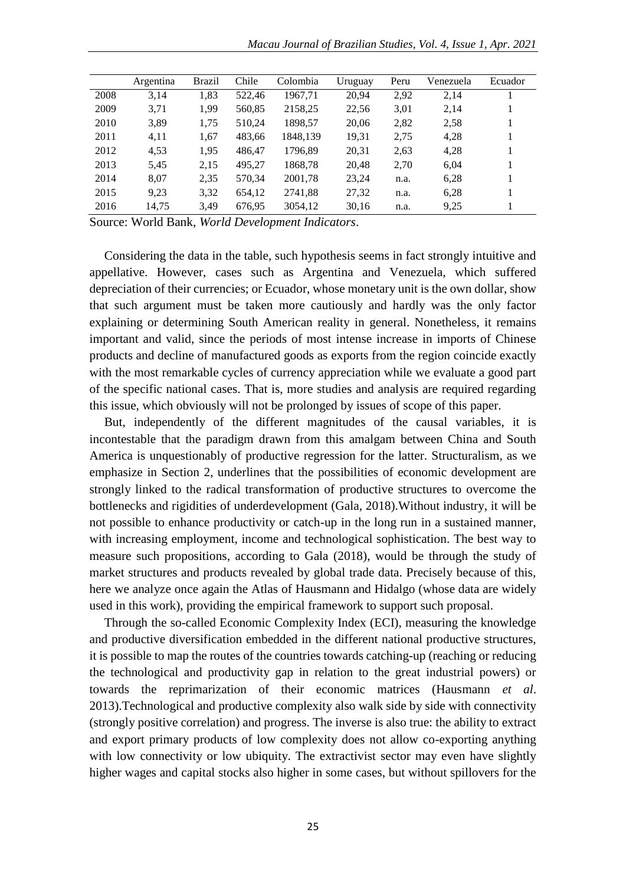| | Argentina | Brazil | Chile | Colombia | Uruguay | Peru | Venezuela | Ecuador |
|---|---|---|---|---|---|---|---|---|
| 2008 | 3,14 | 1,83 | 522,46 | 1967,71 | 20,94 | 2,92 | 2,14 | 1 |
| 2009 | 3,71 | 1,99 | 560,85 | 2158,25 | 22,56 | 3,01 | 2,14 | 1 |
| 2010 | 3,89 | 1,75 | 510,24 | 1898,57 | 20,06 | 2,82 | 2,58 | 1 |
| 2011 | 4,11 | 1,67 | 483,66 | 1848,139 | 19,31 | 2,75 | 4,28 | 1 |
| 2012 | 4,53 | 1,95 | 486,47 | 1796,89 | 20,31 | 2,63 | 4,28 | 1 |
| 2013 | 5,45 | 2,15 | 495,27 | 1868,78 | 20,48 | 2,70 | 6,04 | 1 |
| 2014 | 8,07 | 2,35 | 570,34 | 2001,78 | 23,24 | n.a. | 6,28 | 1 |
| 2015 | 9,23 | 3,32 | 654,12 | 2741,88 | 27,32 | n.a. | 6,28 | 1 |
| 2016 | 14,75 | 3,49 | 676,95 | 3054,12 | 30,16 | n.a. | 9,25 | 1 |

Source: World Bank, *World Development Indicators*.

Considering the data in the table, such hypothesis seems in fact strongly intuitive and appellative. However, cases such as Argentina and Venezuela, which suffered depreciation of their currencies; or Ecuador, whose monetary unit is the own dollar, show that such argument must be taken more cautiously and hardly was the only factor explaining or determining South American reality in general. Nonetheless, it remains important and valid, since the periods of most intense increase in imports of Chinese products and decline of manufactured goods as exports from the region coincide exactly with the most remarkable cycles of currency appreciation while we evaluate a good part of the specific national cases. That is, more studies and analysis are required regarding this issue, which obviously will not be prolonged by issues of scope of this paper.

But, independently of the different magnitudes of the causal variables, it is incontestable that the paradigm drawn from this amalgam between China and South America is unquestionably of productive regression for the latter. Structuralism, as we emphasize in Section 2, underlines that the possibilities of economic development are strongly linked to the radical transformation of productive structures to overcome the bottlenecks and rigidities of underdevelopment (Gala, 2018).Without industry, it will be not possible to enhance productivity or catch-up in the long run in a sustained manner, with increasing employment, income and technological sophistication. The best way to measure such propositions, according to Gala (2018), would be through the study of market structures and products revealed by global trade data. Precisely because of this, here we analyze once again the Atlas of Hausmann and Hidalgo (whose data are widely used in this work), providing the empirical framework to support such proposal.

Through the so-called Economic Complexity Index (ECI), measuring the knowledge and productive diversification embedded in the different national productive structures, it is possible to map the routes of the countries towards catching-up (reaching or reducing the technological and productivity gap in relation to the great industrial powers) or towards the reprimarization of their economic matrices (Hausmann *et al*. 2013).Technological and productive complexity also walk side by side with connectivity (strongly positive correlation) and progress. The inverse is also true: the ability to extract and export primary products of low complexity does not allow co-exporting anything with low connectivity or low ubiquity. The extractivist sector may even have slightly higher wages and capital stocks also higher in some cases, but without spillovers for the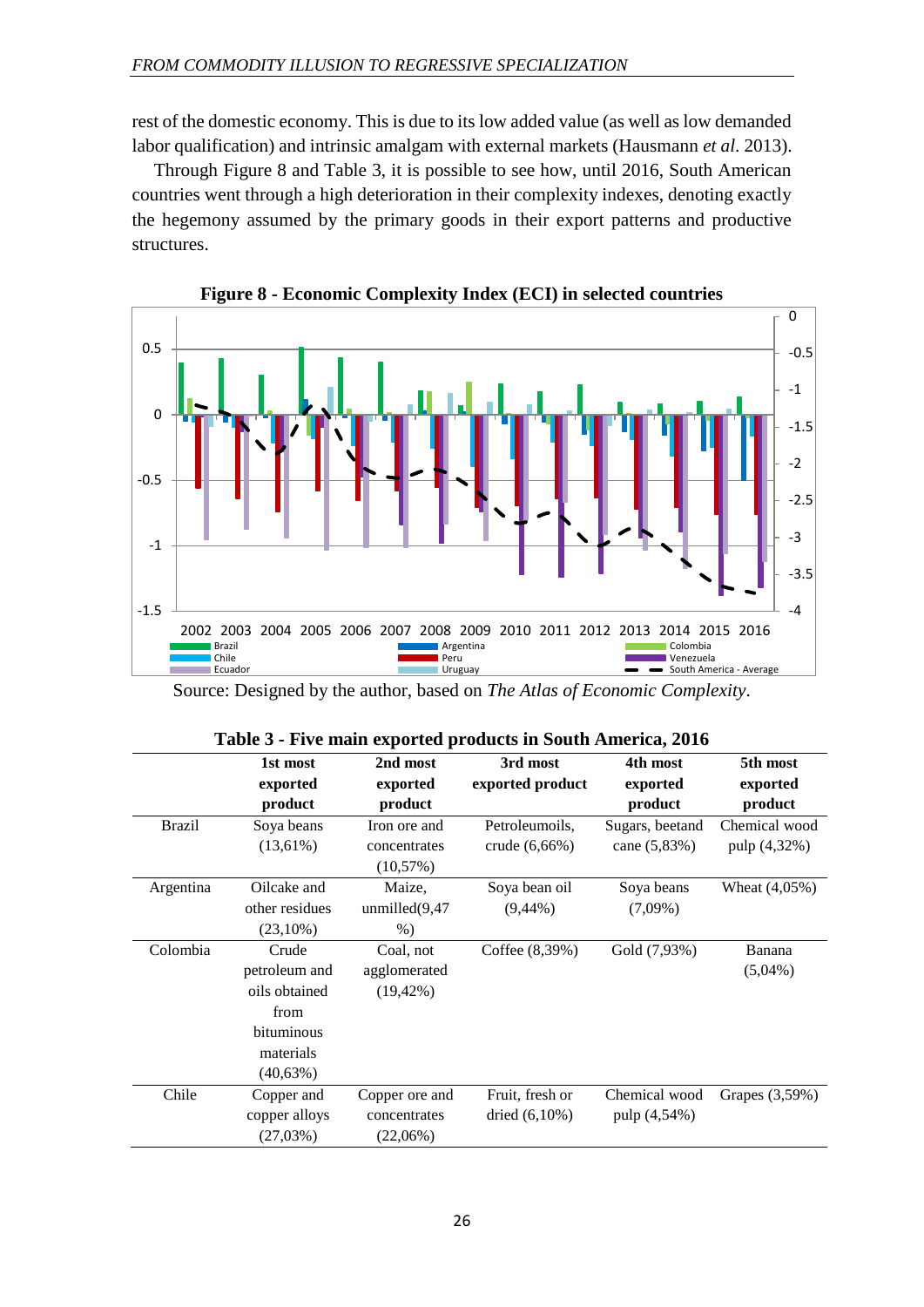rest of the domestic economy. This is due to its low added value (as well as low demanded labor qualification) and intrinsic amalgam with external markets (Hausmann *et al.* 2013).

Through Figure 8 and Table 3, it is possible to see how, until 2016, South American countries went through a high deterioration in their complexity indexes, denoting exactly the hegemony assumed by the primary goods in their export patterns and productive structures.

**Figure 8 - Economic Complexity Index (ECI) in selected countries**

Source: Designed by the author, based on *The Atlas of Economic Complexity*.

**Table 3 - Five main exported products in South America, 2016**

| | 1st most exported product | 2nd most exported product | 3rd most exported product | 4th most exported product | 5th most exported product |
|---|---|---|---|---|---|
| Brazil | Soya beans (13,61%) | Iron ore and concentrates (10,57%) | Petroleumoils, crude (6,66%) | Sugars, beetand cane (5,83%) | Chemical wood pulp (4,32%) |
| Argentina | Oilcake and other residues (23,10%) | Maize, unmilled(9,47 %) | Soya bean oil (9,44%) | Soya beans (7,09%) | Wheat (4,05%) |
| Colombia | Crude petroleum and oils obtained from bituminous materials (40,63%) | Coal, not agglomerated (19,42%) | Coffee (8,39%) | Gold (7,93%) | Banana (5,04%) |
| Chile | Copper and copper alloys (27,03%) | Copper ore and concentrates (22,06%) | Fruit, fresh or dried (6,10%) | Chemical wood pulp (4,54%) | Grapes (3,59%) |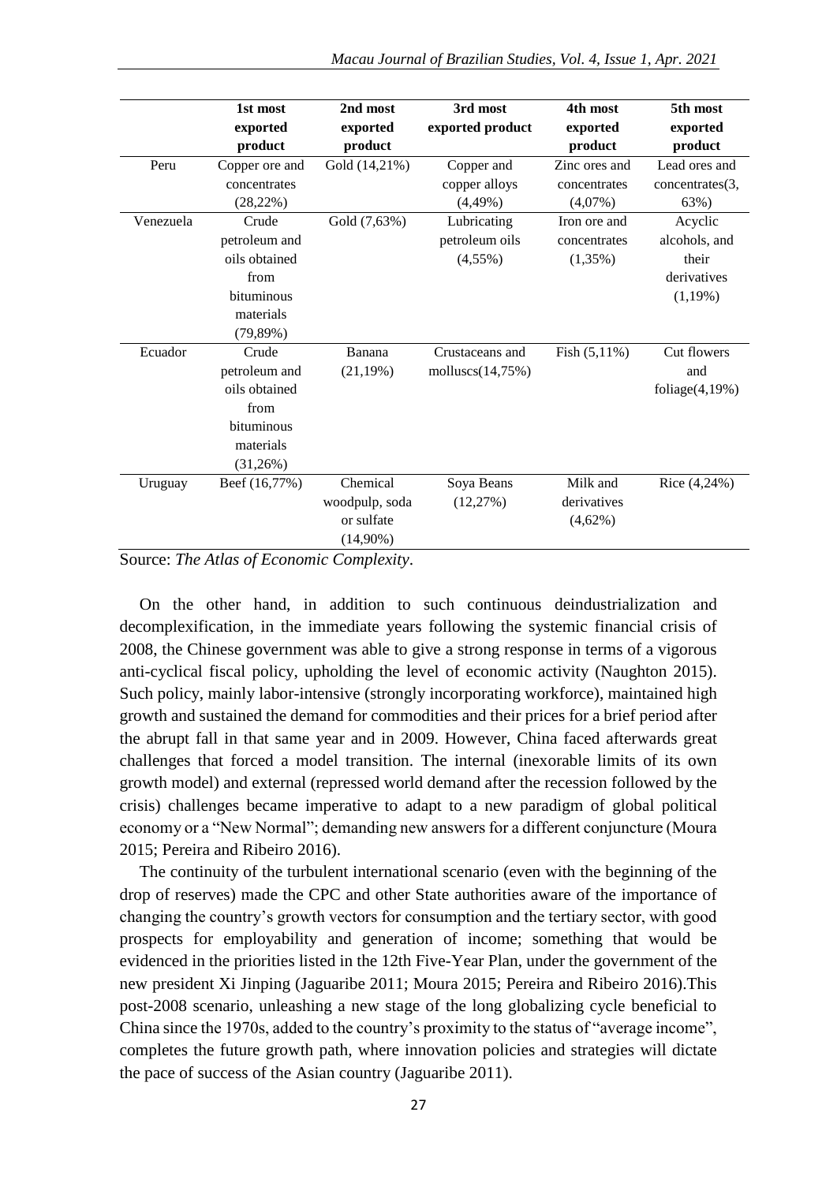| | 1st most exported product | 2nd most exported product | 3rd most exported product | 4th most exported product | 5th most exported product |
|---|---|---|---|---|---|
| Peru | Copper ore and concentrates (28,22%) | Gold (14,21%) | Copper and copper alloys (4,49%) | Zinc ores and concentrates (4,07%) | Lead ores and concentrates(3, 63%) |
| Venezuela | Crude petroleum and oils obtained from bituminous materials (79,89%) | Gold (7,63%) | Lubricating petroleum oils (4,55%) | Iron ore and concentrates (1,35%) | Acyclic alcohols, and their derivatives (1,19%) |
| Ecuador | Crude petroleum and oils obtained from bituminous materials (31,26%) | Banana (21,19%) | Crustaceans and molluscs(14,75%) | Fish (5,11%) | Cut flowers and foliage(4,19%) |
| Uruguay | Beef (16,77%) | Chemical woodpulp, soda or sulfate (14,90%) | Soya Beans (12,27%) | Milk and derivatives (4,62%) | Rice (4,24%) |

Source: *The Atlas of Economic Complexity*.

On the other hand, in addition to such continuous deindustrialization and decomplexification, in the immediate years following the systemic financial crisis of 2008, the Chinese government was able to give a strong response in terms of a vigorous anti-cyclical fiscal policy, upholding the level of economic activity (Naughton 2015). Such policy, mainly labor-intensive (strongly incorporating workforce), maintained high growth and sustained the demand for commodities and their prices for a brief period after the abrupt fall in that same year and in 2009. However, China faced afterwards great challenges that forced a model transition. The internal (inexorable limits of its own growth model) and external (repressed world demand after the recession followed by the crisis) challenges became imperative to adapt to a new paradigm of global political economy or a "New Normal"; demanding new answers for a different conjuncture (Moura 2015; Pereira and Ribeiro 2016).

The continuity of the turbulent international scenario (even with the beginning of the drop of reserves) made the CPC and other State authorities aware of the importance of changing the country's growth vectors for consumption and the tertiary sector, with good prospects for employability and generation of income; something that would be evidenced in the priorities listed in the 12th Five-Year Plan, under the government of the new president Xi Jinping (Jaguaribe 2011; Moura 2015; Pereira and Ribeiro 2016).This post-2008 scenario, unleashing a new stage of the long globalizing cycle beneficial to China since the 1970s, added to the country's proximity to the status of "average income", completes the future growth path, where innovation policies and strategies will dictate the pace of success of the Asian country (Jaguaribe 2011).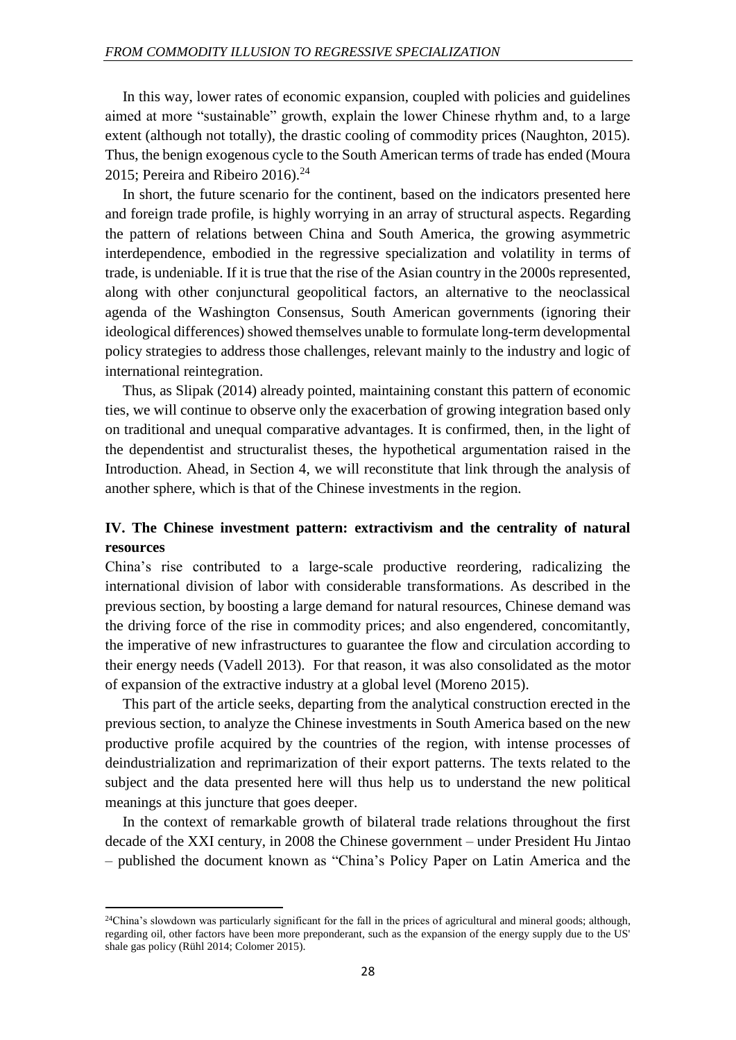In this way, lower rates of economic expansion, coupled with policies and guidelines aimed at more "sustainable" growth, explain the lower Chinese rhythm and, to a large extent (although not totally), the drastic cooling of commodity prices (Naughton, 2015). Thus, the benign exogenous cycle to the South American terms of trade has ended (Moura 2015; Pereira and Ribeiro 2016).[24]

In short, the future scenario for the continent, based on the indicators presented here and foreign trade profile, is highly worrying in an array of structural aspects. Regarding the pattern of relations between China and South America, the growing asymmetric interdependence, embodied in the regressive specialization and volatility in terms of trade, is undeniable. If it is true that the rise of the Asian country in the 2000s represented, along with other conjunctural geopolitical factors, an alternative to the neoclassical agenda of the Washington Consensus, South American governments (ignoring their ideological differences) showed themselves unable to formulate long-term developmental policy strategies to address those challenges, relevant mainly to the industry and logic of international reintegration.

Thus, as Slipak (2014) already pointed, maintaining constant this pattern of economic ties, we will continue to observe only the exacerbation of growing integration based only on traditional and unequal comparative advantages. It is confirmed, then, in the light of the dependentist and structuralist theses, the hypothetical argumentation raised in the Introduction. Ahead, in Section 4, we will reconstitute that link through the analysis of another sphere, which is that of the Chinese investments in the region.

## IV. The Chinese investment pattern: extractivism and the centrality of natural resources

China's rise contributed to a large-scale productive reordering, radicalizing the international division of labor with considerable transformations. As described in the previous section, by boosting a large demand for natural resources, Chinese demand was the driving force of the rise in commodity prices; and also engendered, concomitantly, the imperative of new infrastructures to guarantee the flow and circulation according to their energy needs (Vadell 2013). For that reason, it was also consolidated as the motor of expansion of the extractive industry at a global level (Moreno 2015).

This part of the article seeks, departing from the analytical construction erected in the previous section, to analyze the Chinese investments in South America based on the new productive profile acquired by the countries of the region, with intense processes of deindustrialization and reprimarization of their export patterns. The texts related to the subject and the data presented here will thus help us to understand the new political meanings at this juncture that goes deeper.

In the context of remarkable growth of bilateral trade relations throughout the first decade of the XXI century, in 2008 the Chinese government – under President Hu Jintao – published the document known as "China's Policy Paper on Latin America and the

[24] China's slowdown was particularly significant for the fall in the prices of agricultural and mineral goods; although, regarding oil, other factors have been more preponderant, such as the expansion of the energy supply due to the US' shale gas policy (Rühl 2014; Colomer 2015).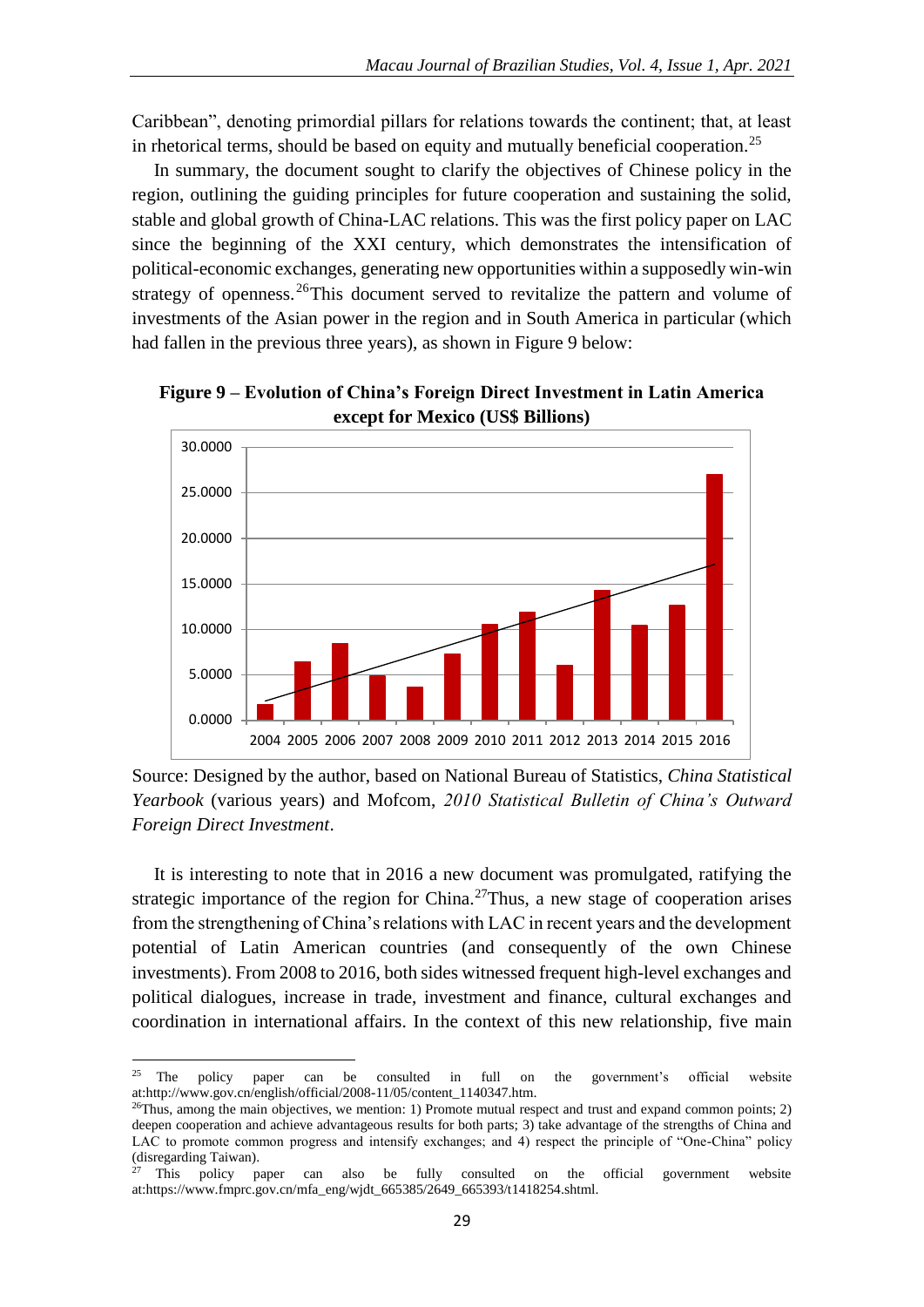Caribbean", denoting primordial pillars for relations towards the continent; that, at least in rhetorical terms, should be based on equity and mutually beneficial cooperation.[25]

In summary, the document sought to clarify the objectives of Chinese policy in the region, outlining the guiding principles for future cooperation and sustaining the solid, stable and global growth of China-LAC relations. This was the first policy paper on LAC since the beginning of the XXI century, which demonstrates the intensification of political-economic exchanges, generating new opportunities within a supposedly win-win strategy of openness.[26]This document served to revitalize the pattern and volume of investments of the Asian power in the region and in South America in particular (which had fallen in the previous three years), as shown in Figure 9 below:

**Figure 9 – Evolution of China's Foreign Direct Investment in Latin America except for Mexico (US$ Billions)**

Source: Designed by the author, based on National Bureau of Statistics, *China Statistical Yearbook* (various years) and Mofcom, *2010 Statistical Bulletin of China's Outward Foreign Direct Investment*.

It is interesting to note that in 2016 a new document was promulgated, ratifying the strategic importance of the region for China.[27]Thus, a new stage of cooperation arises from the strengthening of China's relations with LAC in recent years and the development potential of Latin American countries (and consequently of the own Chinese investments). From 2008 to 2016, both sides witnessed frequent high-level exchanges and political dialogues, increase in trade, investment and finance, cultural exchanges and coordination in international affairs. In the context of this new relationship, five main

---

[25] The policy paper can be consulted in full on the government's official website at:http://www.gov.cn/english/official/2008-11/05/content_1140347.htm.

[26] Thus, among the main objectives, we mention: 1) Promote mutual respect and trust and expand common points; 2) deepen cooperation and achieve advantageous results for both parts; 3) take advantage of the strengths of China and LAC to promote common progress and intensify exchanges; and 4) respect the principle of "One-China" policy (disregarding Taiwan).

[27] This policy paper can also be fully consulted on the official government website at:https://www.fmprc.gov.cn/mfa_eng/wjdt_665385/2649_665393/t1418254.shtml.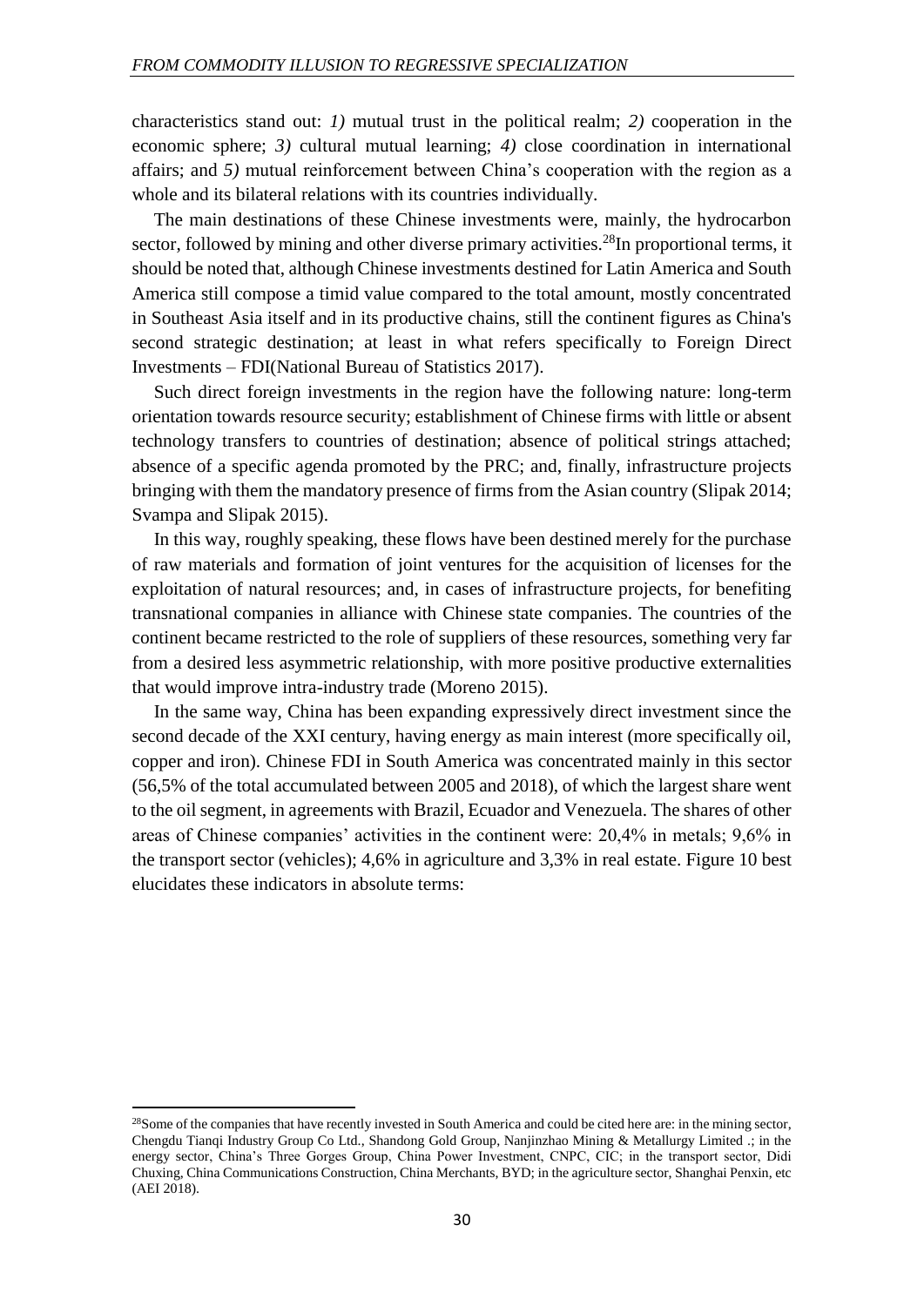characteristics stand out: *1)* mutual trust in the political realm; *2)* cooperation in the economic sphere; *3)* cultural mutual learning; *4)* close coordination in international affairs; and *5)* mutual reinforcement between China's cooperation with the region as a whole and its bilateral relations with its countries individually.

The main destinations of these Chinese investments were, mainly, the hydrocarbon sector, followed by mining and other diverse primary activities.[28]In proportional terms, it should be noted that, although Chinese investments destined for Latin America and South America still compose a timid value compared to the total amount, mostly concentrated in Southeast Asia itself and in its productive chains, still the continent figures as China's second strategic destination; at least in what refers specifically to Foreign Direct Investments – FDI(National Bureau of Statistics 2017).

Such direct foreign investments in the region have the following nature: long-term orientation towards resource security; establishment of Chinese firms with little or absent technology transfers to countries of destination; absence of political strings attached; absence of a specific agenda promoted by the PRC; and, finally, infrastructure projects bringing with them the mandatory presence of firms from the Asian country (Slipak 2014; Svampa and Slipak 2015).

In this way, roughly speaking, these flows have been destined merely for the purchase of raw materials and formation of joint ventures for the acquisition of licenses for the exploitation of natural resources; and, in cases of infrastructure projects, for benefiting transnational companies in alliance with Chinese state companies. The countries of the continent became restricted to the role of suppliers of these resources, something very far from a desired less asymmetric relationship, with more positive productive externalities that would improve intra-industry trade (Moreno 2015).

In the same way, China has been expanding expressively direct investment since the second decade of the XXI century, having energy as main interest (more specifically oil, copper and iron). Chinese FDI in South America was concentrated mainly in this sector (56,5% of the total accumulated between 2005 and 2018), of which the largest share went to the oil segment, in agreements with Brazil, Ecuador and Venezuela. The shares of other areas of Chinese companies' activities in the continent were: 20,4% in metals; 9,6% in the transport sector (vehicles); 4,6% in agriculture and 3,3% in real estate. Figure 10 best elucidates these indicators in absolute terms:

[28]Some of the companies that have recently invested in South America and could be cited here are: in the mining sector, Chengdu Tianqi Industry Group Co Ltd., Shandong Gold Group, Nanjinzhao Mining & Metallurgy Limited .; in the energy sector, China's Three Gorges Group, China Power Investment, CNPC, CIC; in the transport sector, Didi Chuxing, China Communications Construction, China Merchants, BYD; in the agriculture sector, Shanghai Penxin, etc (AEI 2018).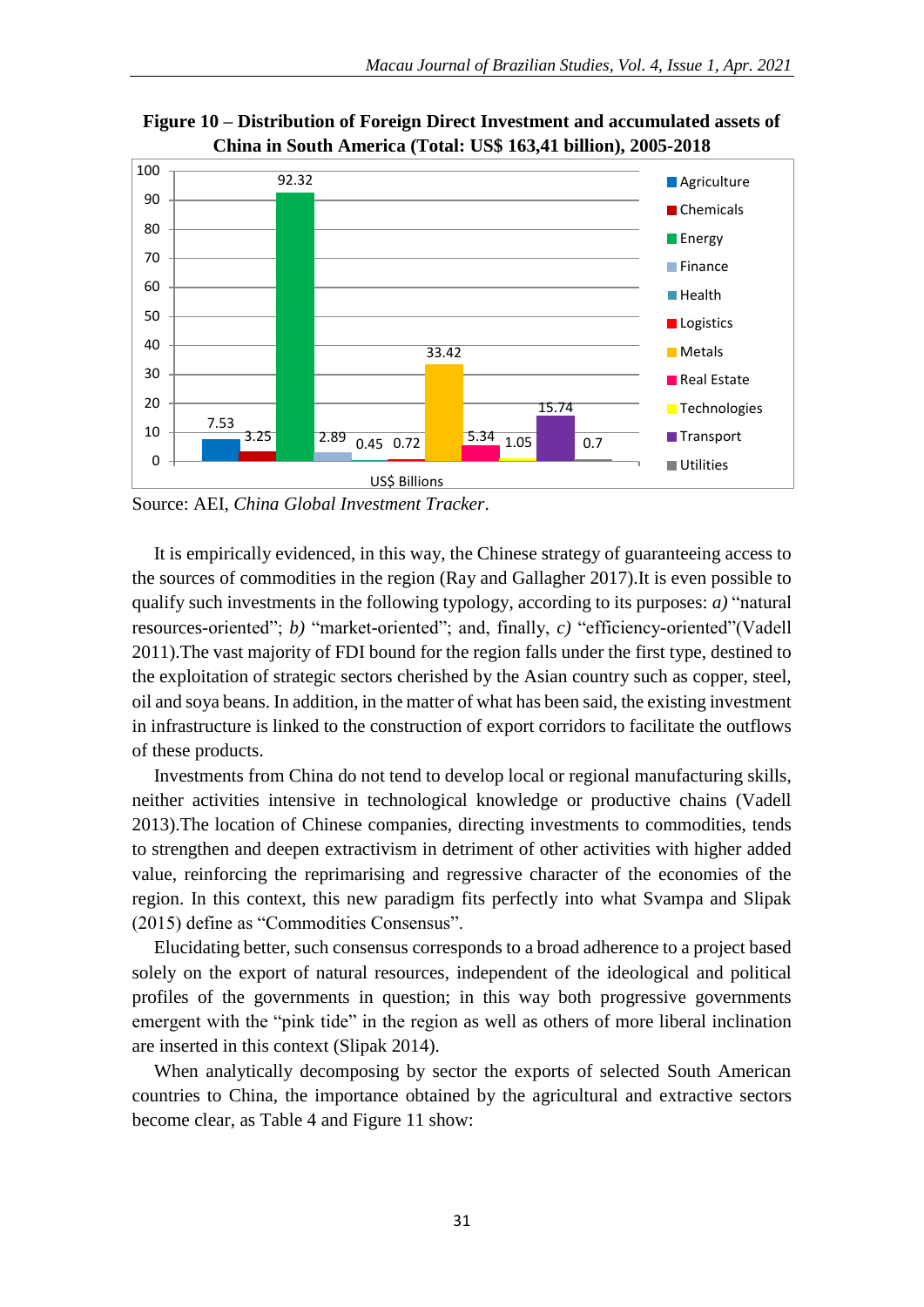**Figure 10 – Distribution of Foreign Direct Investment and accumulated assets of China in South America (Total: US$ 163,41 billion), 2005-2018**

| Sector | US$ Billions |
|---|---|
| Agriculture | 7.53 |
| Chemicals | 3.25 |
| Energy | 92.32 |
| Finance | 2.89 |
| Health | 0.45 |
| Logistics | 0.72 |
| Metals | 33.42 |
| Real Estate | 5.34 |
| Technologies | 1.05 |
| Transport | 15.74 |
| Utilities | 0.7 |

Source: AEI, *China Global Investment Tracker*.

It is empirically evidenced, in this way, the Chinese strategy of guaranteeing access to the sources of commodities in the region (Ray and Gallagher 2017).It is even possible to qualify such investments in the following typology, according to its purposes: *a)* "natural resources-oriented"; *b)* "market-oriented"; and, finally, *c)* "efficiency-oriented"(Vadell 2011).The vast majority of FDI bound for the region falls under the first type, destined to the exploitation of strategic sectors cherished by the Asian country such as copper, steel, oil and soya beans. In addition, in the matter of what has been said, the existing investment in infrastructure is linked to the construction of export corridors to facilitate the outflows of these products.

Investments from China do not tend to develop local or regional manufacturing skills, neither activities intensive in technological knowledge or productive chains (Vadell 2013).The location of Chinese companies, directing investments to commodities, tends to strengthen and deepen extractivism in detriment of other activities with higher added value, reinforcing the reprimarising and regressive character of the economies of the region. In this context, this new paradigm fits perfectly into what Svampa and Slipak (2015) define as "Commodities Consensus".

Elucidating better, such consensus corresponds to a broad adherence to a project based solely on the export of natural resources, independent of the ideological and political profiles of the governments in question; in this way both progressive governments emergent with the "pink tide" in the region as well as others of more liberal inclination are inserted in this context (Slipak 2014).

When analytically decomposing by sector the exports of selected South American countries to China, the importance obtained by the agricultural and extractive sectors become clear, as Table 4 and Figure 11 show: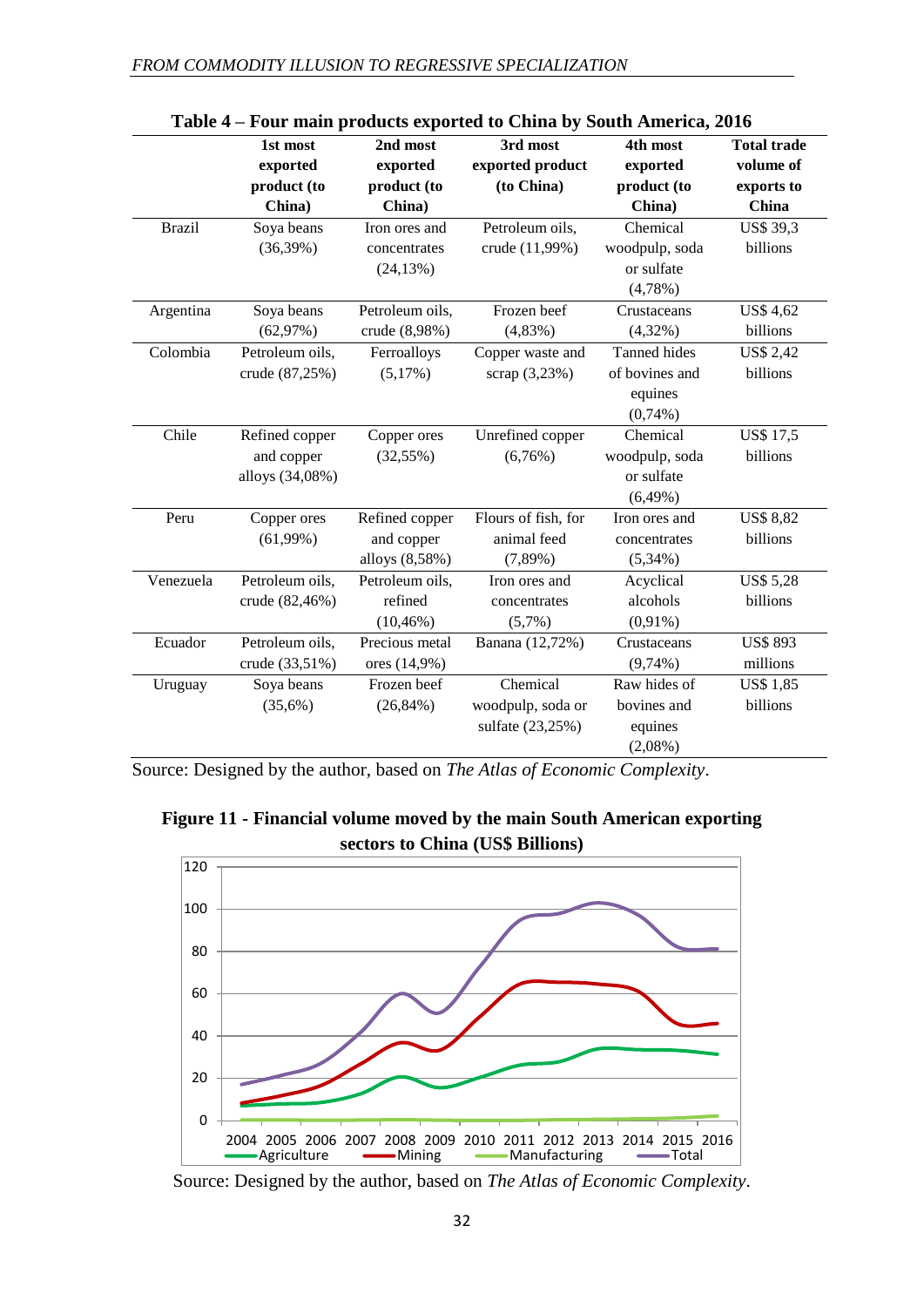**Table 4 – Four main products exported to China by South America, 2016**

| | 1st most exported product (to China) | 2nd most exported product (to China) | 3rd most exported product (to China) | 4th most exported product (to China) | Total trade volume of exports to China |
|---|---|---|---|---|---|
| Brazil | Soya beans (36,39%) | Iron ores and concentrates (24,13%) | Petroleum oils, crude (11,99%) | Chemical woodpulp, soda or sulfate (4,78%) | US$ 39,3 billions |
| Argentina | Soya beans (62,97%) | Petroleum oils, crude (8,98%) | Frozen beef (4,83%) | Crustaceans (4,32%) | US$ 4,62 billions |
| Colombia | Petroleum oils, crude (87,25%) | Ferroalloys (5,17%) | Copper waste and scrap (3,23%) | Tanned hides of bovines and equines (0,74%) | US$ 2,42 billions |
| Chile | Refined copper and copper alloys (34,08%) | Copper ores (32,55%) | Unrefined copper (6,76%) | Chemical woodpulp, soda or sulfate (6,49%) | US$ 17,5 billions |
| Peru | Copper ores (61,99%) | Refined copper and copper alloys (8,58%) | Flours of fish, for animal feed (7,89%) | Iron ores and concentrates (5,34%) | US$ 8,82 billions |
| Venezuela | Petroleum oils, crude (82,46%) | Petroleum oils, refined (10,46%) | Iron ores and concentrates (5,7%) | Acyclical alcohols (0,91%) | US$ 5,28 billions |
| Ecuador | Petroleum oils, crude (33,51%) | Precious metal ores (14,9%) | Banana (12,72%) | Crustaceans (9,74%) | US$ 893 millions |
| Uruguay | Soya beans (35,6%) | Frozen beef (26,84%) | Chemical woodpulp, soda or sulfate (23,25%) | Raw hides of bovines and equines (2,08%) | US$ 1,85 billions |

Source: Designed by the author, based on *The Atlas of Economic Complexity*.

**Figure 11 - Financial volume moved by the main South American exporting sectors to China (US$ Billions)**

Source: Designed by the author, based on *The Atlas of Economic Complexity*.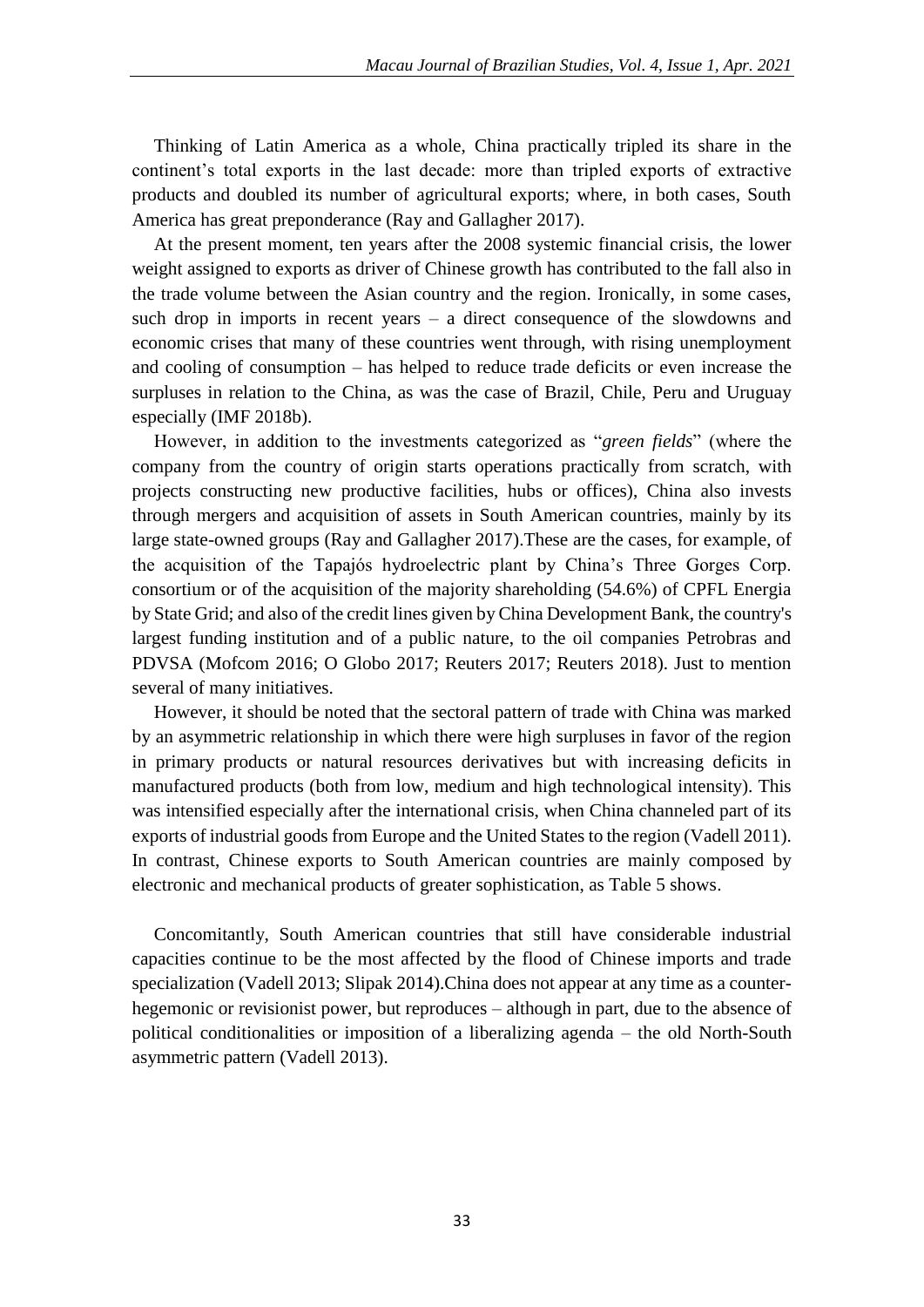Thinking of Latin America as a whole, China practically tripled its share in the continent's total exports in the last decade: more than tripled exports of extractive products and doubled its number of agricultural exports; where, in both cases, South America has great preponderance (Ray and Gallagher 2017).

At the present moment, ten years after the 2008 systemic financial crisis, the lower weight assigned to exports as driver of Chinese growth has contributed to the fall also in the trade volume between the Asian country and the region. Ironically, in some cases, such drop in imports in recent years – a direct consequence of the slowdowns and economic crises that many of these countries went through, with rising unemployment and cooling of consumption – has helped to reduce trade deficits or even increase the surpluses in relation to the China, as was the case of Brazil, Chile, Peru and Uruguay especially (IMF 2018b).

However, in addition to the investments categorized as "*green fields*" (where the company from the country of origin starts operations practically from scratch, with projects constructing new productive facilities, hubs or offices), China also invests through mergers and acquisition of assets in South American countries, mainly by its large state-owned groups (Ray and Gallagher 2017).These are the cases, for example, of the acquisition of the Tapajós hydroelectric plant by China's Three Gorges Corp. consortium or of the acquisition of the majority shareholding (54.6%) of CPFL Energia by State Grid; and also of the credit lines given by China Development Bank, the country's largest funding institution and of a public nature, to the oil companies Petrobras and PDVSA (Mofcom 2016; O Globo 2017; Reuters 2017; Reuters 2018). Just to mention several of many initiatives.

However, it should be noted that the sectoral pattern of trade with China was marked by an asymmetric relationship in which there were high surpluses in favor of the region in primary products or natural resources derivatives but with increasing deficits in manufactured products (both from low, medium and high technological intensity). This was intensified especially after the international crisis, when China channeled part of its exports of industrial goods from Europe and the United States to the region (Vadell 2011). In contrast, Chinese exports to South American countries are mainly composed by electronic and mechanical products of greater sophistication, as Table 5 shows.

Concomitantly, South American countries that still have considerable industrial capacities continue to be the most affected by the flood of Chinese imports and trade specialization (Vadell 2013; Slipak 2014).China does not appear at any time as a counter-hegemonic or revisionist power, but reproduces – although in part, due to the absence of political conditionalities or imposition of a liberalizing agenda – the old North-South asymmetric pattern (Vadell 2013).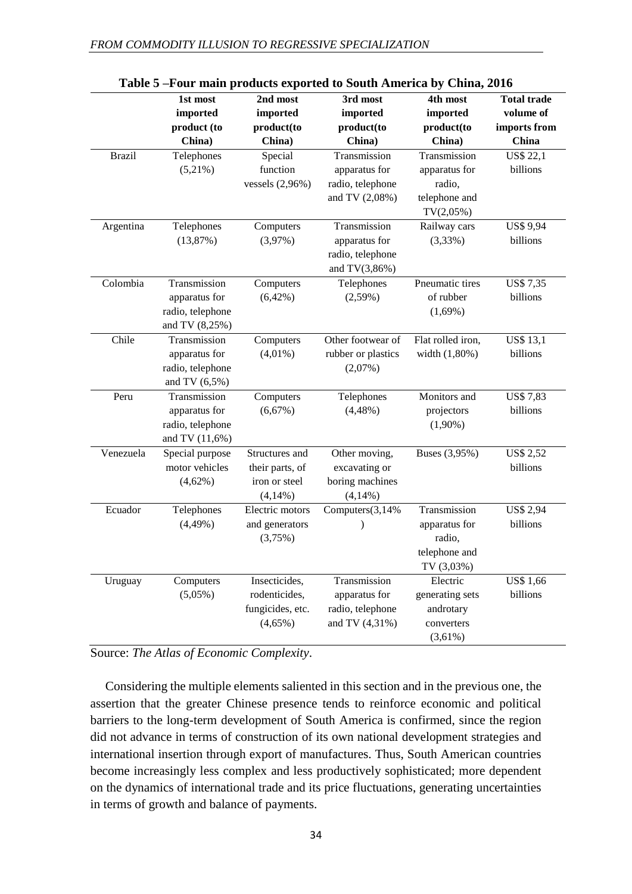**Table 5 –Four main products exported to South America by China, 2016**

| | 1st most imported product (to China) | 2nd most imported product(to China) | 3rd most imported product(to China) | 4th most imported product(to China) | Total trade volume of imports from China |
|---|---|---|---|---|---|
| Brazil | Telephones (5,21%) | Special function vessels (2,96%) | Transmission apparatus for radio, telephone and TV (2,08%) | Transmission apparatus for radio, telephone and TV(2,05%) | US$ 22,1 billions |
| Argentina | Telephones (13,87%) | Computers (3,97%) | Transmission apparatus for radio, telephone and TV(3,86%) | Railway cars (3,33%) | US$ 9,94 billions |
| Colombia | Transmission apparatus for radio, telephone and TV (8,25%) | Computers (6,42%) | Telephones (2,59%) | Pneumatic tires of rubber (1,69%) | US$ 7,35 billions |
| Chile | Transmission apparatus for radio, telephone and TV (6,5%) | Computers (4,01%) | Other footwear of rubber or plastics (2,07%) | Flat rolled iron, width (1,80%) | US$ 13,1 billions |
| Peru | Transmission apparatus for radio, telephone and TV (11,6%) | Computers (6,67%) | Telephones (4,48%) | Monitors and projectors (1,90%) | US$ 7,83 billions |
| Venezuela | Special purpose motor vehicles (4,62%) | Structures and their parts, of iron or steel (4,14%) | Other moving, excavating or boring machines (4,14%) | Buses (3,95%) | US$ 2,52 billions |
| Ecuador | Telephones (4,49%) | Electric motors and generators (3,75%) | Computers(3,14%) | Transmission apparatus for radio, telephone and TV (3,03%) | US$ 2,94 billions |
| Uruguay | Computers (5,05%) | Insecticides, rodenticides, fungicides, etc. (4,65%) | Transmission apparatus for radio, telephone and TV (4,31%) | Electric generating sets androtary converters (3,61%) | US$ 1,66 billions |

Source: *The Atlas of Economic Complexity*.

Considering the multiple elements saliented in this section and in the previous one, the assertion that the greater Chinese presence tends to reinforce economic and political barriers to the long-term development of South America is confirmed, since the region did not advance in terms of construction of its own national development strategies and international insertion through export of manufactures. Thus, South American countries become increasingly less complex and less productively sophisticated; more dependent on the dynamics of international trade and its price fluctuations, generating uncertainties in terms of growth and balance of payments.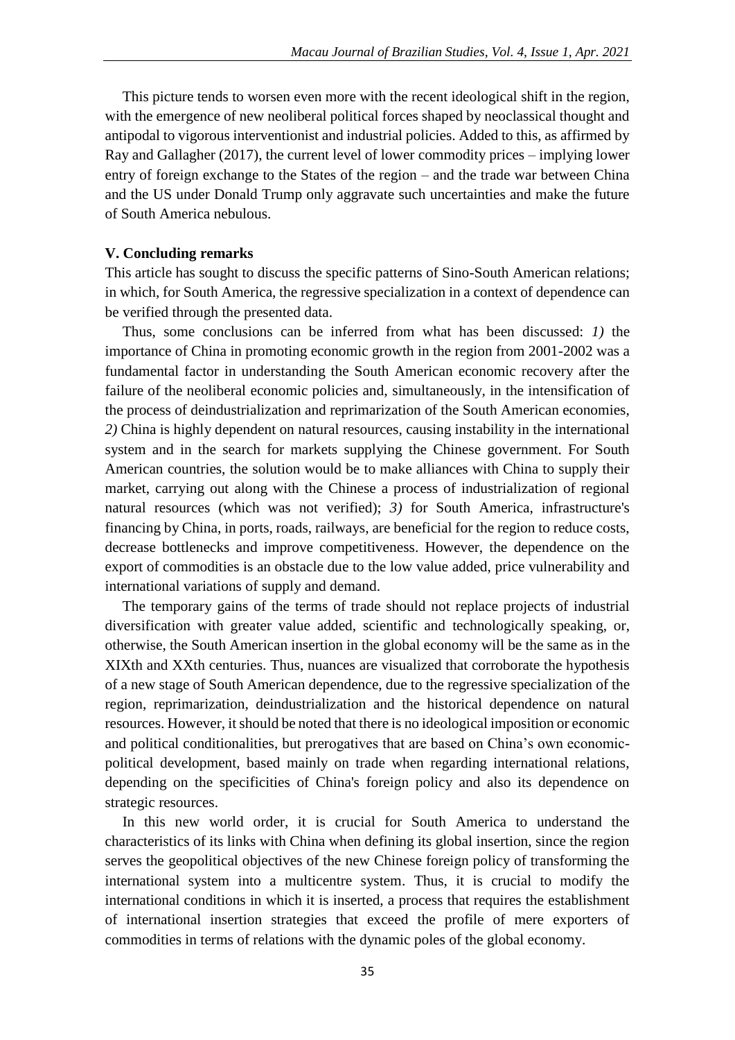This picture tends to worsen even more with the recent ideological shift in the region, with the emergence of new neoliberal political forces shaped by neoclassical thought and antipodal to vigorous interventionist and industrial policies. Added to this, as affirmed by Ray and Gallagher (2017), the current level of lower commodity prices – implying lower entry of foreign exchange to the States of the region – and the trade war between China and the US under Donald Trump only aggravate such uncertainties and make the future of South America nebulous.

## V. Concluding remarks

This article has sought to discuss the specific patterns of Sino-South American relations; in which, for South America, the regressive specialization in a context of dependence can be verified through the presented data.

Thus, some conclusions can be inferred from what has been discussed: *1)* the importance of China in promoting economic growth in the region from 2001-2002 was a fundamental factor in understanding the South American economic recovery after the failure of the neoliberal economic policies and, simultaneously, in the intensification of the process of deindustrialization and reprimarization of the South American economies, *2)* China is highly dependent on natural resources, causing instability in the international system and in the search for markets supplying the Chinese government. For South American countries, the solution would be to make alliances with China to supply their market, carrying out along with the Chinese a process of industrialization of regional natural resources (which was not verified); *3)* for South America, infrastructure's financing by China, in ports, roads, railways, are beneficial for the region to reduce costs, decrease bottlenecks and improve competitiveness. However, the dependence on the export of commodities is an obstacle due to the low value added, price vulnerability and international variations of supply and demand.

The temporary gains of the terms of trade should not replace projects of industrial diversification with greater value added, scientific and technologically speaking, or, otherwise, the South American insertion in the global economy will be the same as in the XIXth and XXth centuries. Thus, nuances are visualized that corroborate the hypothesis of a new stage of South American dependence, due to the regressive specialization of the region, reprimarization, deindustrialization and the historical dependence on natural resources. However, it should be noted that there is no ideological imposition or economic and political conditionalities, but prerogatives that are based on China's own economic-political development, based mainly on trade when regarding international relations, depending on the specificities of China's foreign policy and also its dependence on strategic resources.

In this new world order, it is crucial for South America to understand the characteristics of its links with China when defining its global insertion, since the region serves the geopolitical objectives of the new Chinese foreign policy of transforming the international system into a multicentre system. Thus, it is crucial to modify the international conditions in which it is inserted, a process that requires the establishment of international insertion strategies that exceed the profile of mere exporters of commodities in terms of relations with the dynamic poles of the global economy.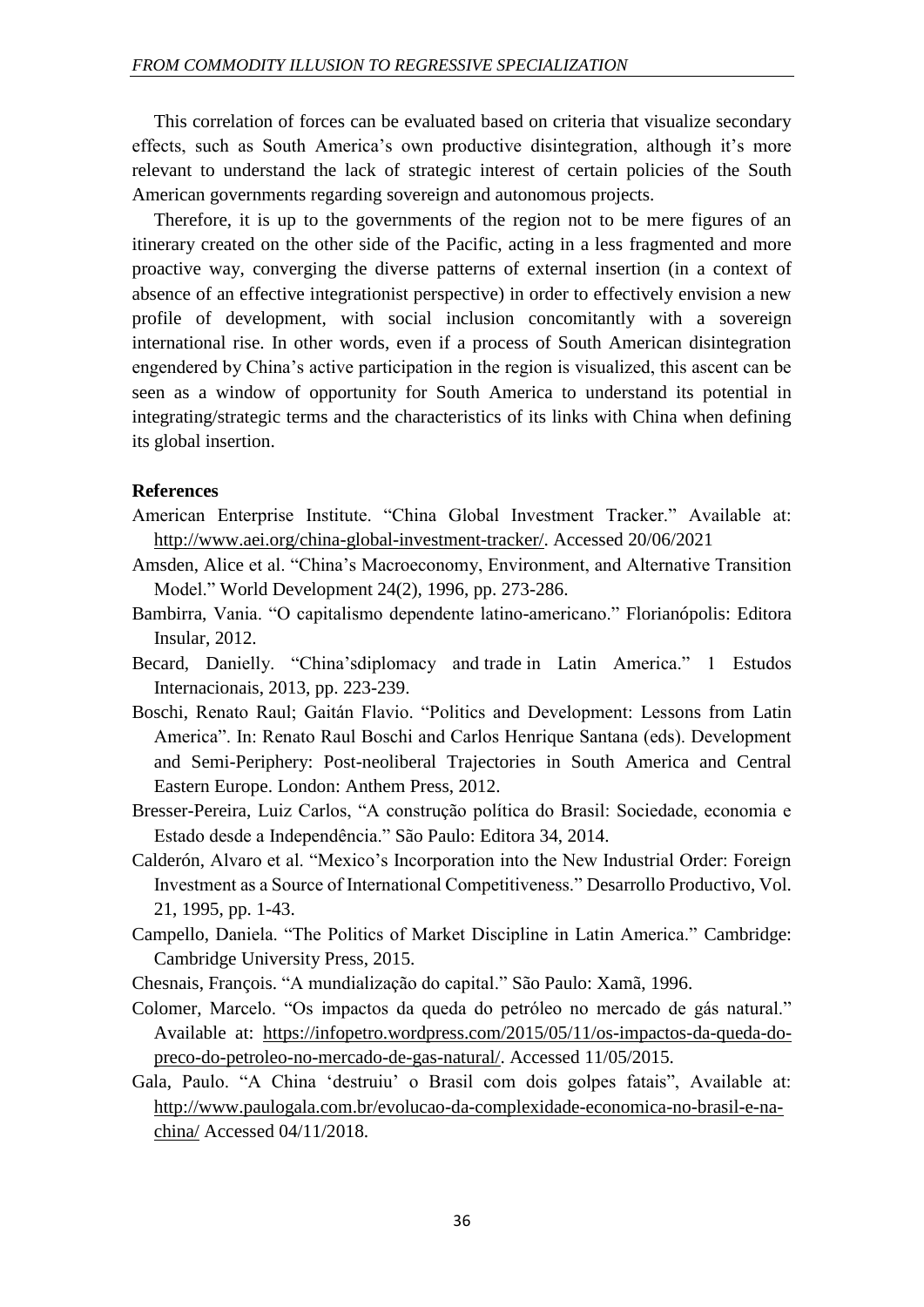This correlation of forces can be evaluated based on criteria that visualize secondary effects, such as South America's own productive disintegration, although it's more relevant to understand the lack of strategic interest of certain policies of the South American governments regarding sovereign and autonomous projects.

Therefore, it is up to the governments of the region not to be mere figures of an itinerary created on the other side of the Pacific, acting in a less fragmented and more proactive way, converging the diverse patterns of external insertion (in a context of absence of an effective integrationist perspective) in order to effectively envision a new profile of development, with social inclusion concomitantly with a sovereign international rise. In other words, even if a process of South American disintegration engendered by China's active participation in the region is visualized, this ascent can be seen as a window of opportunity for South America to understand its potential in integrating/strategic terms and the characteristics of its links with China when defining its global insertion.

**References**

American Enterprise Institute. "China Global Investment Tracker." Available at: http://www.aei.org/china-global-investment-tracker/. Accessed 20/06/2021

Amsden, Alice et al. "China's Macroeconomy, Environment, and Alternative Transition Model." World Development 24(2), 1996, pp. 273-286.

Bambirra, Vania. "O capitalismo dependente latino-americano." Florianópolis: Editora Insular, 2012.

Becard, Danielly. "China'sdiplomacy and trade in Latin America." 1 Estudos Internacionais, 2013, pp. 223-239.

Boschi, Renato Raul; Gaitán Flavio. "Politics and Development: Lessons from Latin America". In: Renato Raul Boschi and Carlos Henrique Santana (eds). Development and Semi-Periphery: Post-neoliberal Trajectories in South America and Central Eastern Europe. London: Anthem Press, 2012.

Bresser-Pereira, Luiz Carlos, "A construção política do Brasil: Sociedade, economia e Estado desde a Independência." São Paulo: Editora 34, 2014.

Calderón, Alvaro et al. "Mexico's Incorporation into the New Industrial Order: Foreign Investment as a Source of International Competitiveness." Desarrollo Productivo, Vol. 21, 1995, pp. 1-43.

Campello, Daniela. "The Politics of Market Discipline in Latin America." Cambridge: Cambridge University Press, 2015.

Chesnais, François. "A mundialização do capital." São Paulo: Xamã, 1996.

Colomer, Marcelo. "Os impactos da queda do petróleo no mercado de gás natural." Available at: https://infopetro.wordpress.com/2015/05/11/os-impactos-da-queda-do-preco-do-petroleo-no-mercado-de-gas-natural/. Accessed 11/05/2015.

Gala, Paulo. "A China 'destruiu' o Brasil com dois golpes fatais", Available at: http://www.paulogala.com.br/evolucao-da-complexidade-economica-no-brasil-e-na-china/ Accessed 04/11/2018.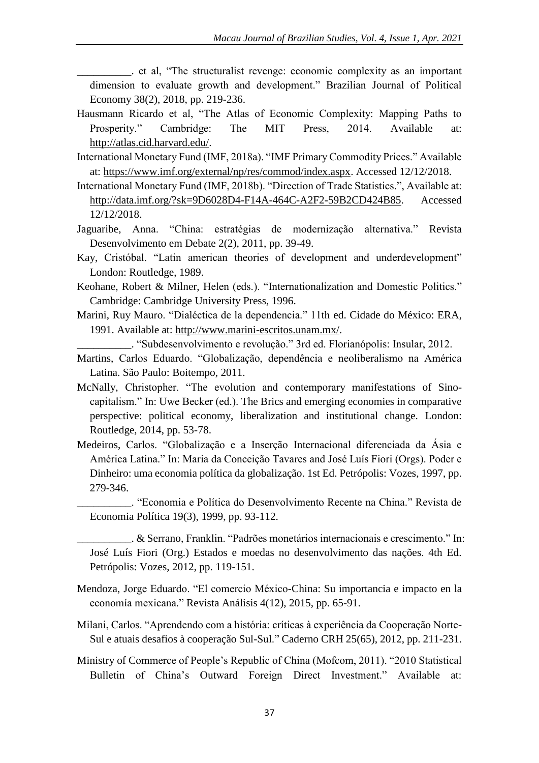__________. et al, "The structuralist revenge: economic complexity as an important dimension to evaluate growth and development." Brazilian Journal of Political Economy 38(2), 2018, pp. 219-236.

Hausmann Ricardo et al, "The Atlas of Economic Complexity: Mapping Paths to Prosperity." Cambridge: The MIT Press, 2014. Available at: http://atlas.cid.harvard.edu/.

International Monetary Fund (IMF, 2018a). "IMF Primary Commodity Prices." Available at: https://www.imf.org/external/np/res/commod/index.aspx. Accessed 12/12/2018.

International Monetary Fund (IMF, 2018b). "Direction of Trade Statistics.", Available at: http://data.imf.org/?sk=9D6028D4-F14A-464C-A2F2-59B2CD424B85. Accessed 12/12/2018.

Jaguaribe, Anna. "China: estratégias de modernização alternativa." Revista Desenvolvimento em Debate 2(2), 2011, pp. 39-49.

Kay, Cristóbal. "Latin american theories of development and underdevelopment" London: Routledge, 1989.

Keohane, Robert & Milner, Helen (eds.). "Internationalization and Domestic Politics." Cambridge: Cambridge University Press, 1996.

Marini, Ruy Mauro. "Dialéctica de la dependencia." 11th ed. Cidade do México: ERA, 1991. Available at: http://www.marini-escritos.unam.mx/.

__________. "Subdesenvolvimento e revolução." 3rd ed. Florianópolis: Insular, 2012.

Martins, Carlos Eduardo. "Globalização, dependência e neoliberalismo na América Latina. São Paulo: Boitempo, 2011.

McNally, Christopher. "The evolution and contemporary manifestations of Sino-capitalism." In: Uwe Becker (ed.). The Brics and emerging economies in comparative perspective: political economy, liberalization and institutional change. London: Routledge, 2014, pp. 53-78.

Medeiros, Carlos. "Globalização e a Inserção Internacional diferenciada da Ásia e América Latina." In: Maria da Conceição Tavares and José Luís Fiori (Orgs). Poder e Dinheiro: uma economia política da globalização. 1st Ed. Petrópolis: Vozes, 1997, pp. 279-346.

__________. "Economia e Política do Desenvolvimento Recente na China." Revista de Economia Política 19(3), 1999, pp. 93-112.

__________. & Serrano, Franklin. "Padrões monetários internacionais e crescimento." In: José Luís Fiori (Org.) Estados e moedas no desenvolvimento das nações. 4th Ed. Petrópolis: Vozes, 2012, pp. 119-151.

Mendoza, Jorge Eduardo. "El comercio México-China: Su importancia e impacto en la economía mexicana." Revista Análisis 4(12), 2015, pp. 65-91.

Milani, Carlos. "Aprendendo com a história: críticas à experiência da Cooperação Norte-Sul e atuais desafios à cooperação Sul-Sul." Caderno CRH 25(65), 2012, pp. 211-231.

Ministry of Commerce of People's Republic of China (Mofcom, 2011). "2010 Statistical Bulletin of China's Outward Foreign Direct Investment." Available at: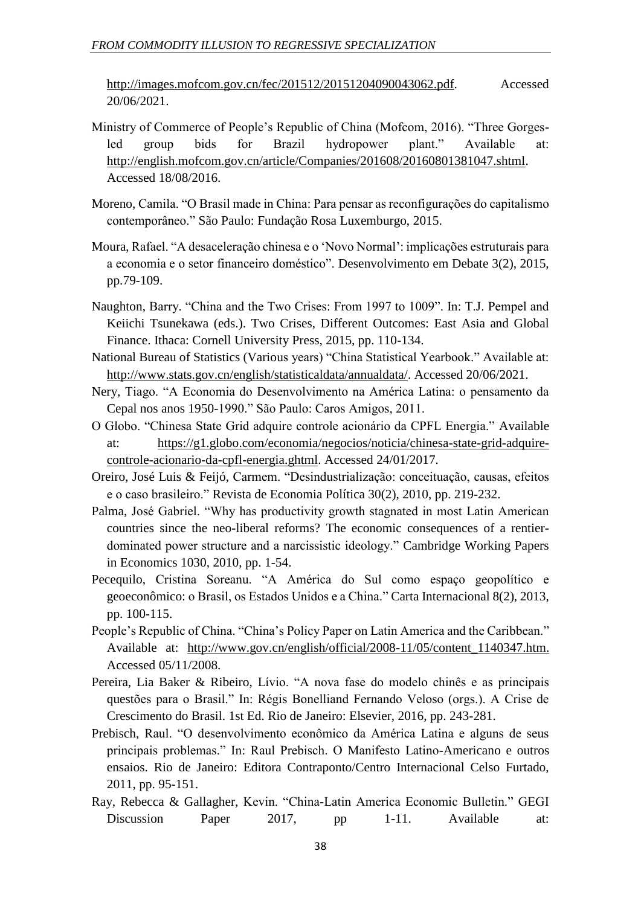http://images.mofcom.gov.cn/fec/201512/20151204090043062.pdf. Accessed 20/06/2021.

Ministry of Commerce of People's Republic of China (Mofcom, 2016). "Three Gorges-led group bids for Brazil hydropower plant." Available at: http://english.mofcom.gov.cn/article/Companies/201608/20160801381047.shtml. Accessed 18/08/2016.

Moreno, Camila. "O Brasil made in China: Para pensar as reconfigurações do capitalismo contemporâneo." São Paulo: Fundação Rosa Luxemburgo, 2015.

Moura, Rafael. "A desaceleração chinesa e o 'Novo Normal': implicações estruturais para a economia e o setor financeiro doméstico". Desenvolvimento em Debate 3(2), 2015, pp.79-109.

Naughton, Barry. "China and the Two Crises: From 1997 to 1009". In: T.J. Pempel and Keiichi Tsunekawa (eds.). Two Crises, Different Outcomes: East Asia and Global Finance. Ithaca: Cornell University Press, 2015, pp. 110-134.

National Bureau of Statistics (Various years) "China Statistical Yearbook." Available at: http://www.stats.gov.cn/english/statisticaldata/annualdata/. Accessed 20/06/2021.

Nery, Tiago. "A Economia do Desenvolvimento na América Latina: o pensamento da Cepal nos anos 1950-1990." São Paulo: Caros Amigos, 2011.

O Globo. "Chinesa State Grid adquire controle acionário da CPFL Energia." Available at: https://g1.globo.com/economia/negocios/noticia/chinesa-state-grid-adquire-controle-acionario-da-cpfl-energia.ghtml. Accessed 24/01/2017.

Oreiro, José Luis & Feijó, Carmem. "Desindustrialização: conceituação, causas, efeitos e o caso brasileiro." Revista de Economia Política 30(2), 2010, pp. 219-232.

Palma, José Gabriel. "Why has productivity growth stagnated in most Latin American countries since the neo-liberal reforms? The economic consequences of a rentier-dominated power structure and a narcissistic ideology." Cambridge Working Papers in Economics 1030, 2010, pp. 1-54.

Pecequilo, Cristina Soreanu. "A América do Sul como espaço geopolítico e geoeconômico: o Brasil, os Estados Unidos e a China." Carta Internacional 8(2), 2013, pp. 100-115.

People's Republic of China. "China's Policy Paper on Latin America and the Caribbean." Available at: http://www.gov.cn/english/official/2008-11/05/content_1140347.htm. Accessed 05/11/2008.

Pereira, Lia Baker & Ribeiro, Lívio. "A nova fase do modelo chinês e as principais questões para o Brasil." In: Régis Bonelliand Fernando Veloso (orgs.). A Crise de Crescimento do Brasil. 1st Ed. Rio de Janeiro: Elsevier, 2016, pp. 243-281.

Prebisch, Raul. "O desenvolvimento econômico da América Latina e alguns de seus principais problemas." In: Raul Prebisch. O Manifesto Latino-Americano e outros ensaios. Rio de Janeiro: Editora Contraponto/Centro Internacional Celso Furtado, 2011, pp. 95-151.

Ray, Rebecca & Gallagher, Kevin. "China-Latin America Economic Bulletin." GEGI Discussion Paper 2017, pp 1-11. Available at: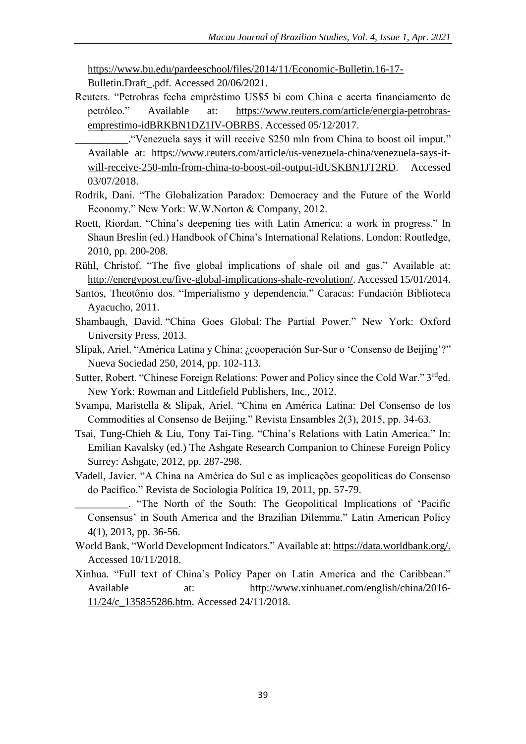https://www.bu.edu/pardeeschool/files/2014/11/Economic-Bulletin.16-17-Bulletin.Draft_.pdf. Accessed 20/06/2021.

Reuters. "Petrobras fecha empréstimo US$5 bi com China e acerta financiamento de petróleo." Available at: https://www.reuters.com/article/energia-petrobras-emprestimo-idBRKBN1DZ1IV-OBRBS. Accessed 05/12/2017.

__________."Venezuela says it will receive $250 mln from China to boost oil imput." Available at: https://www.reuters.com/article/us-venezuela-china/venezuela-says-it-will-receive-250-mln-from-china-to-boost-oil-output-idUSKBN1JT2RD. Accessed 03/07/2018.

Rodrik, Dani. "The Globalization Paradox: Democracy and the Future of the World Economy." New York: W.W.Norton & Company, 2012.

Roett, Riordan. "China's deepening ties with Latin America: a work in progress." In Shaun Breslin (ed.) Handbook of China's International Relations. London: Routledge, 2010, pp. 200-208.

Rühl, Christof. "The five global implications of shale oil and gas." Available at: http://energypost.eu/five-global-implications-shale-revolution/. Accessed 15/01/2014.

Santos, Theotônio dos. "Imperialismo y dependencia." Caracas: Fundación Biblioteca Ayacucho, 2011.

Shambaugh, David. "China Goes Global: The Partial Power." New York: Oxford University Press, 2013.

Slipak, Ariel. "América Latina y China: ¿cooperación Sur-Sur o 'Consenso de Beijing'?" Nueva Sociedad 250, 2014, pp. 102-113.

Sutter, Robert. "Chinese Foreign Relations: Power and Policy since the Cold War." 3rded. New York: Rowman and Littlefield Publishers, Inc., 2012.

Svampa, Maristella & Slipak, Ariel. "China en América Latina: Del Consenso de los Commodities al Consenso de Beijing." Revista Ensambles 2(3), 2015, pp. 34-63.

Tsai, Tung-Chieh & Liu, Tony Tai-Ting. "China's Relations with Latin America." In: Emilian Kavalsky (ed.) The Ashgate Research Companion to Chinese Foreign Policy Surrey: Ashgate, 2012, pp. 287-298.

Vadell, Javier. "A China na América do Sul e as implicações geopolíticas do Consenso do Pacífico." Revista de Sociologia Política 19, 2011, pp. 57-79.

__________. "The North of the South: The Geopolitical Implications of 'Pacific Consensus' in South America and the Brazilian Dilemma." Latin American Policy 4(1), 2013, pp. 36-56.

World Bank, "World Development Indicators." Available at: https://data.worldbank.org/. Accessed 10/11/2018.

Xinhua. "Full text of China's Policy Paper on Latin America and the Caribbean." Available at: http://www.xinhuanet.com/english/china/2016-11/24/c_135855286.htm. Accessed 24/11/2018.